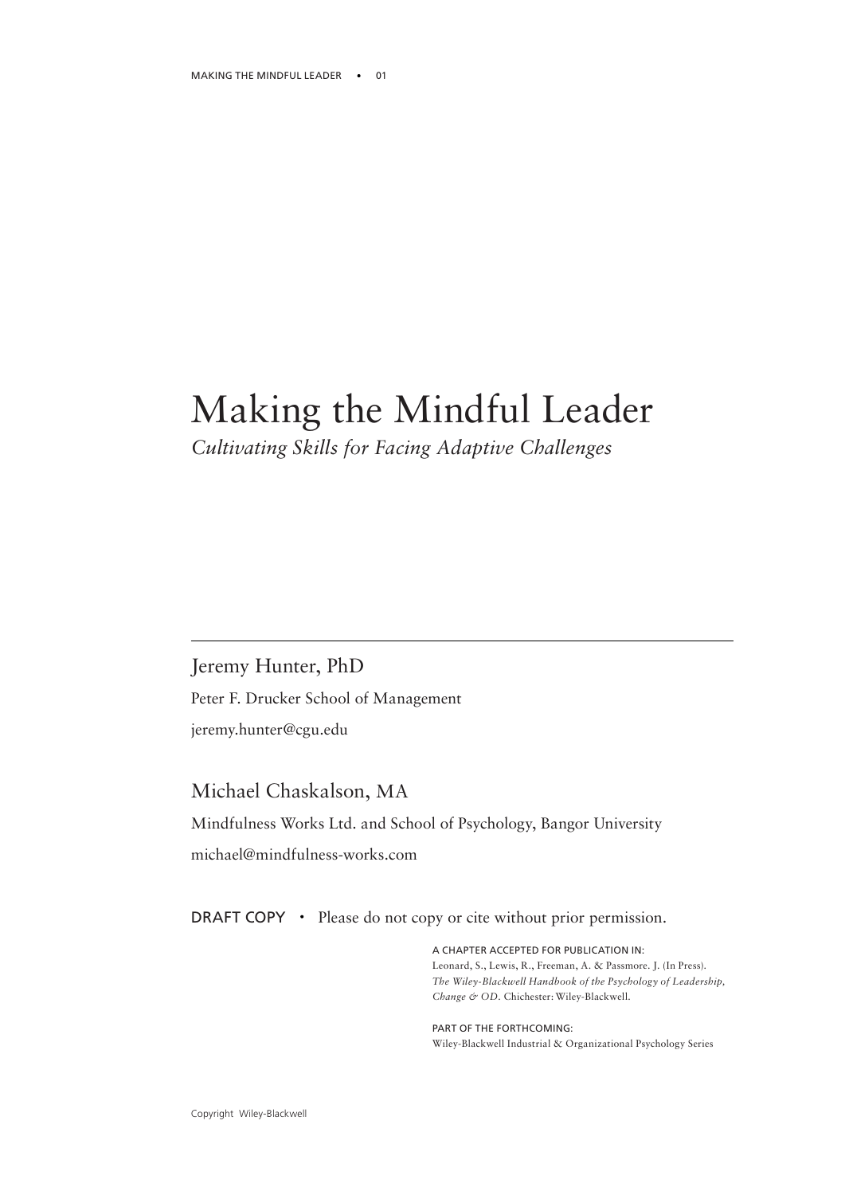# Making the Mindful Leader

*Cultivating Skills for Facing Adaptive Challenges*

---

Jeremy Hunter, PhD

Peter F. Drucker School of Management

jeremy.hunter@cgu.edu

Michael Chaskalson, MA

Mindfulness Works Ltd. and School of Psychology, Bangor University

michael@mindfulness-works.com

DRAFT COPY • Please do not copy or cite without prior permission.

A CHAPTER ACCEPTED FOR PUBLICATION IN:
Leonard, S., Lewis, R., Freeman, A. & Passmore. J. (In Press). *The Wiley-Blackwell Handbook of the Psychology of Leadership, Change & OD*. Chichester: Wiley-Blackwell.

PART OF THE FORTHCOMING:
Wiley-Blackwell Industrial & Organizational Psychology Series

Copyright Wiley-Blackwell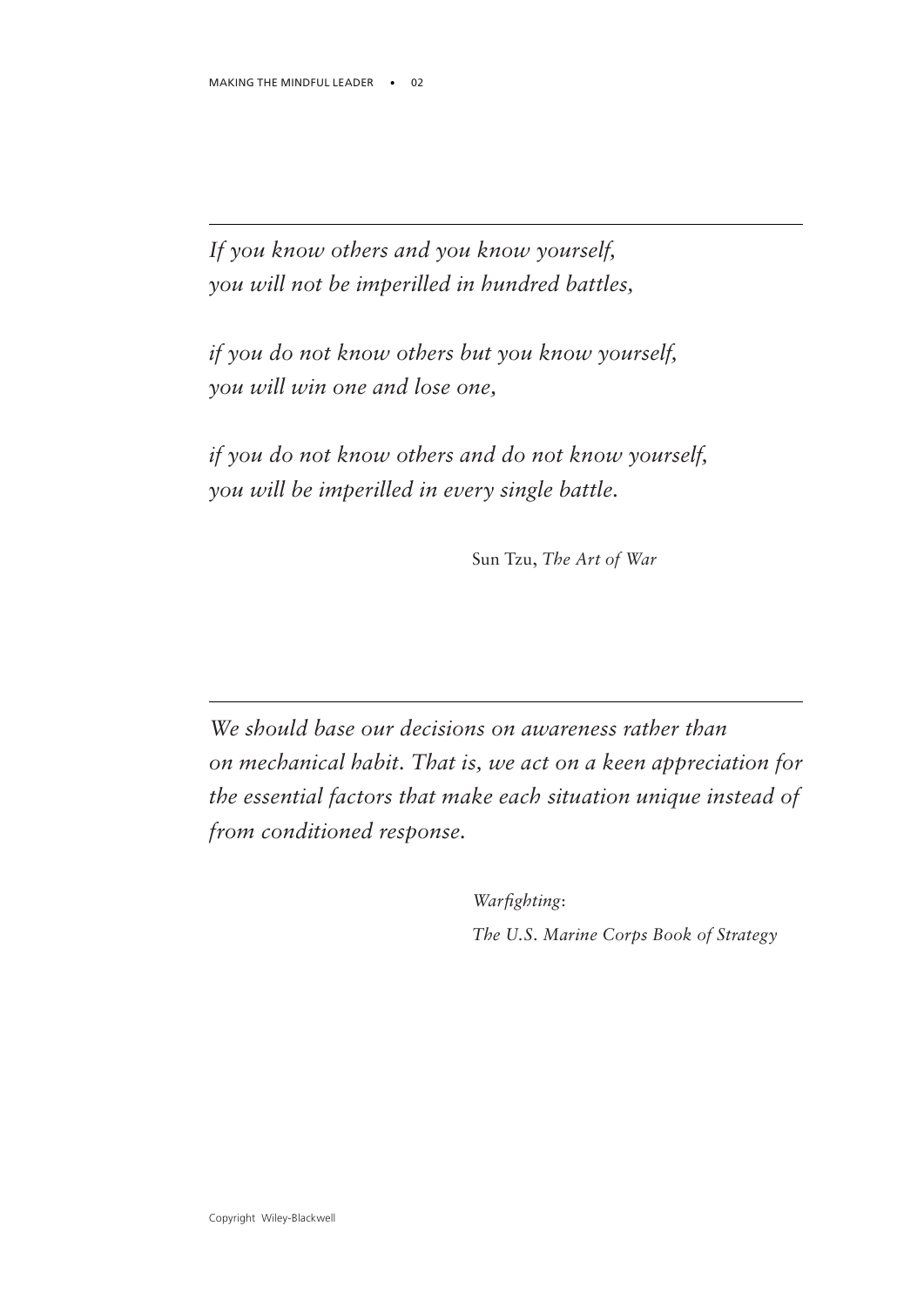*If you know others and you know yourself,*
*you will not be imperilled in hundred battles,*

*if you do not know others but you know yourself,*
*you will win one and lose one,*

*if you do not know others and do not know yourself,*
*you will be imperilled in every single battle.*

Sun Tzu, *The Art of War*

---

*We should base our decisions on awareness rather than on mechanical habit. That is, we act on a keen appreciation for the essential factors that make each situation unique instead of from conditioned response.*

*Warfighting*:
*The U.S. Marine Corps Book of Strategy*

Copyright Wiley-Blackwell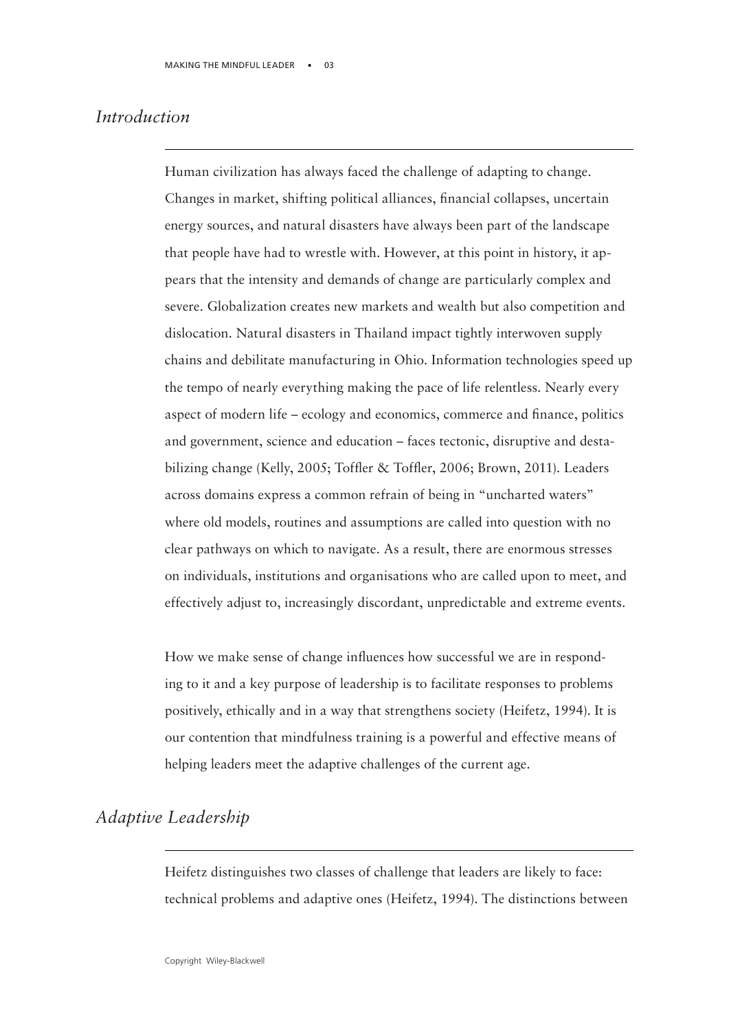## *Introduction*

Human civilization has always faced the challenge of adapting to change. Changes in market, shifting political alliances, financial collapses, uncertain energy sources, and natural disasters have always been part of the landscape that people have had to wrestle with. However, at this point in history, it appears that the intensity and demands of change are particularly complex and severe. Globalization creates new markets and wealth but also competition and dislocation. Natural disasters in Thailand impact tightly interwoven supply chains and debilitate manufacturing in Ohio. Information technologies speed up the tempo of nearly everything making the pace of life relentless. Nearly every aspect of modern life – ecology and economics, commerce and finance, politics and government, science and education – faces tectonic, disruptive and destabilizing change (Kelly, 2005; Toffler & Toffler, 2006; Brown, 2011). Leaders across domains express a common refrain of being in "uncharted waters" where old models, routines and assumptions are called into question with no clear pathways on which to navigate. As a result, there are enormous stresses on individuals, institutions and organisations who are called upon to meet, and effectively adjust to, increasingly discordant, unpredictable and extreme events.

How we make sense of change influences how successful we are in responding to it and a key purpose of leadership is to facilitate responses to problems positively, ethically and in a way that strengthens society (Heifetz, 1994). It is our contention that mindfulness training is a powerful and effective means of helping leaders meet the adaptive challenges of the current age.

## *Adaptive Leadership*

Heifetz distinguishes two classes of challenge that leaders are likely to face: technical problems and adaptive ones (Heifetz, 1994). The distinctions between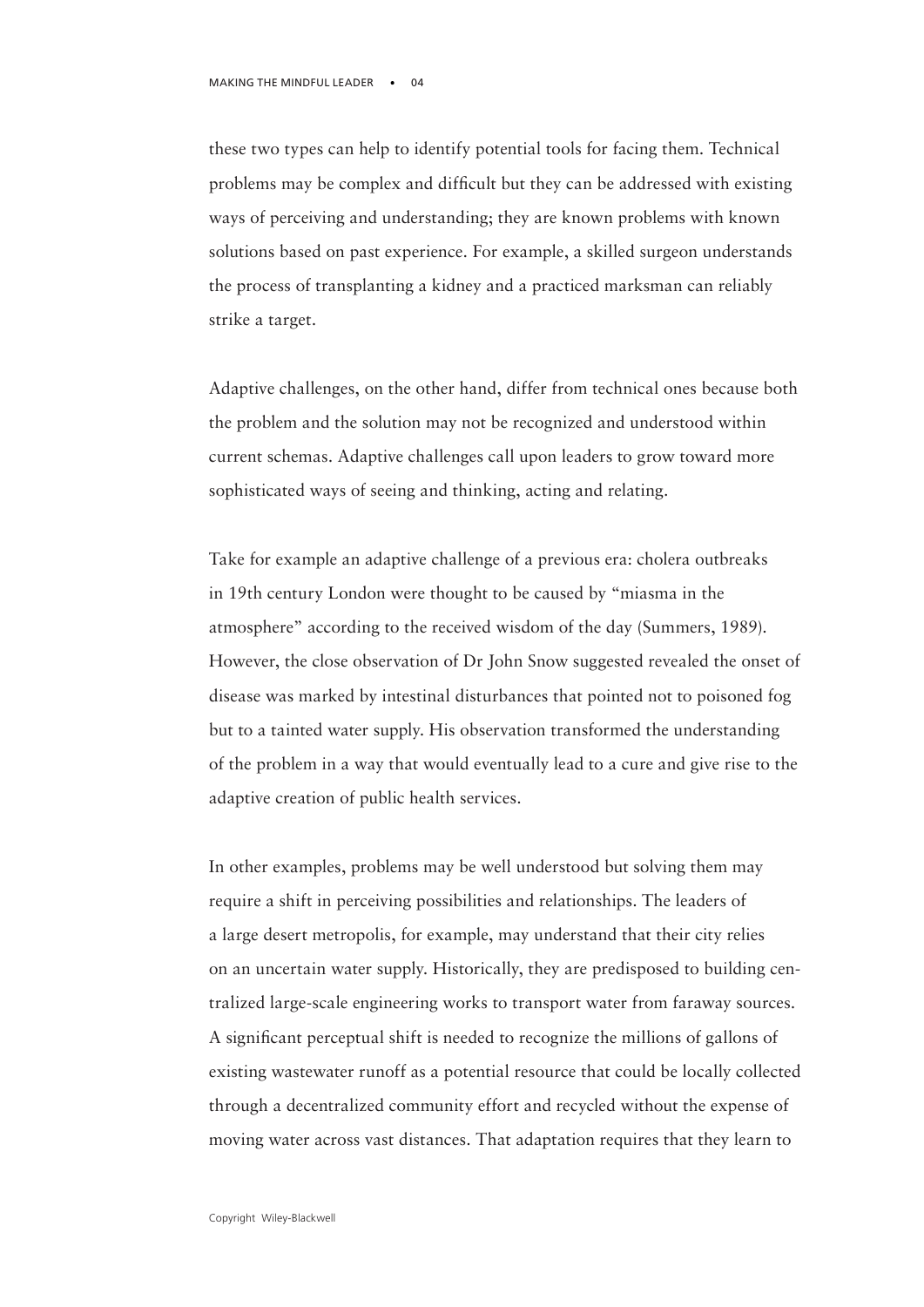these two types can help to identify potential tools for facing them. Technical problems may be complex and difficult but they can be addressed with existing ways of perceiving and understanding; they are known problems with known solutions based on past experience. For example, a skilled surgeon understands the process of transplanting a kidney and a practiced marksman can reliably strike a target.

Adaptive challenges, on the other hand, differ from technical ones because both the problem and the solution may not be recognized and understood within current schemas. Adaptive challenges call upon leaders to grow toward more sophisticated ways of seeing and thinking, acting and relating.

Take for example an adaptive challenge of a previous era: cholera outbreaks in 19th century London were thought to be caused by "miasma in the atmosphere" according to the received wisdom of the day (Summers, 1989). However, the close observation of Dr John Snow suggested revealed the onset of disease was marked by intestinal disturbances that pointed not to poisoned fog but to a tainted water supply. His observation transformed the understanding of the problem in a way that would eventually lead to a cure and give rise to the adaptive creation of public health services.

In other examples, problems may be well understood but solving them may require a shift in perceiving possibilities and relationships. The leaders of a large desert metropolis, for example, may understand that their city relies on an uncertain water supply. Historically, they are predisposed to building centralized large-scale engineering works to transport water from faraway sources. A significant perceptual shift is needed to recognize the millions of gallons of existing wastewater runoff as a potential resource that could be locally collected through a decentralized community effort and recycled without the expense of moving water across vast distances. That adaptation requires that they learn to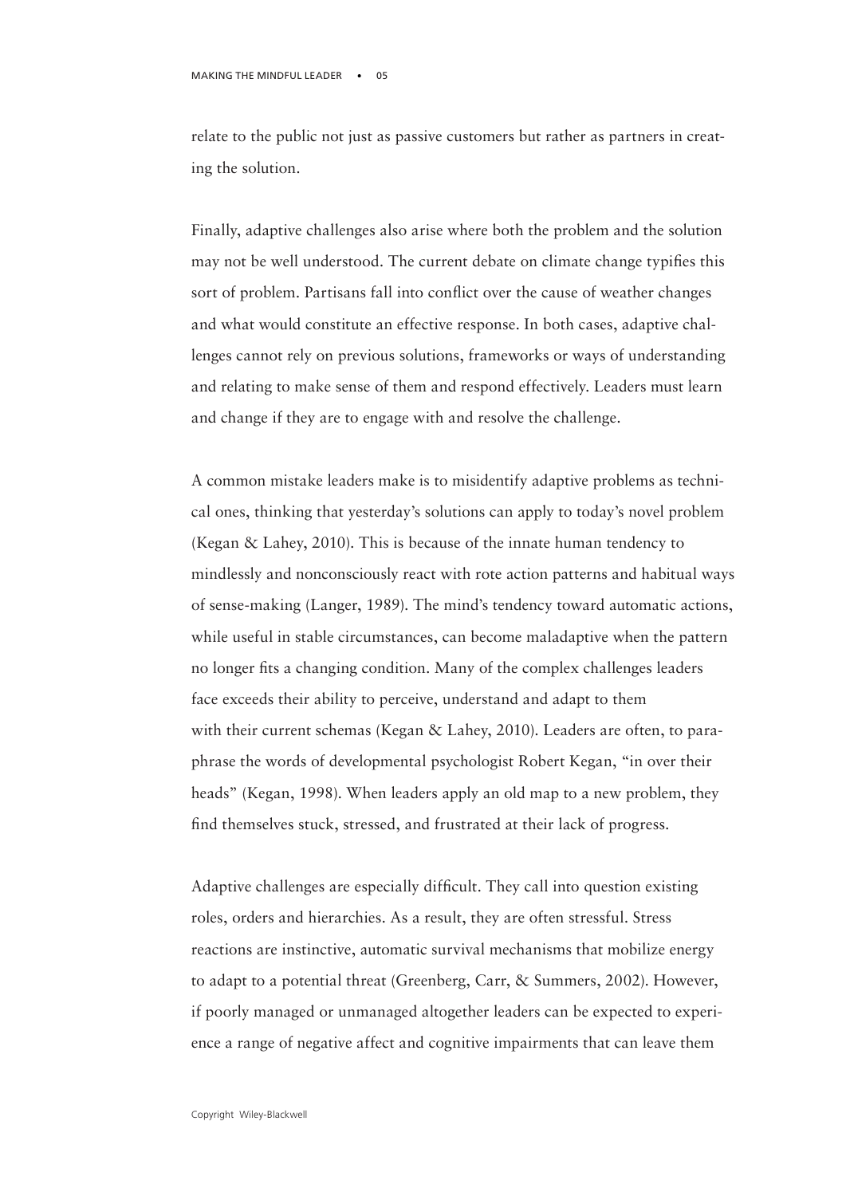relate to the public not just as passive customers but rather as partners in creating the solution.

Finally, adaptive challenges also arise where both the problem and the solution may not be well understood. The current debate on climate change typifies this sort of problem. Partisans fall into conflict over the cause of weather changes and what would constitute an effective response. In both cases, adaptive challenges cannot rely on previous solutions, frameworks or ways of understanding and relating to make sense of them and respond effectively. Leaders must learn and change if they are to engage with and resolve the challenge.

A common mistake leaders make is to misidentify adaptive problems as technical ones, thinking that yesterday's solutions can apply to today's novel problem (Kegan & Lahey, 2010). This is because of the innate human tendency to mindlessly and nonconsciously react with rote action patterns and habitual ways of sense-making (Langer, 1989). The mind's tendency toward automatic actions, while useful in stable circumstances, can become maladaptive when the pattern no longer fits a changing condition. Many of the complex challenges leaders face exceeds their ability to perceive, understand and adapt to them with their current schemas (Kegan & Lahey, 2010). Leaders are often, to paraphrase the words of developmental psychologist Robert Kegan, "in over their heads" (Kegan, 1998). When leaders apply an old map to a new problem, they find themselves stuck, stressed, and frustrated at their lack of progress.

Adaptive challenges are especially difficult. They call into question existing roles, orders and hierarchies. As a result, they are often stressful. Stress reactions are instinctive, automatic survival mechanisms that mobilize energy to adapt to a potential threat (Greenberg, Carr, & Summers, 2002). However, if poorly managed or unmanaged altogether leaders can be expected to experience a range of negative affect and cognitive impairments that can leave them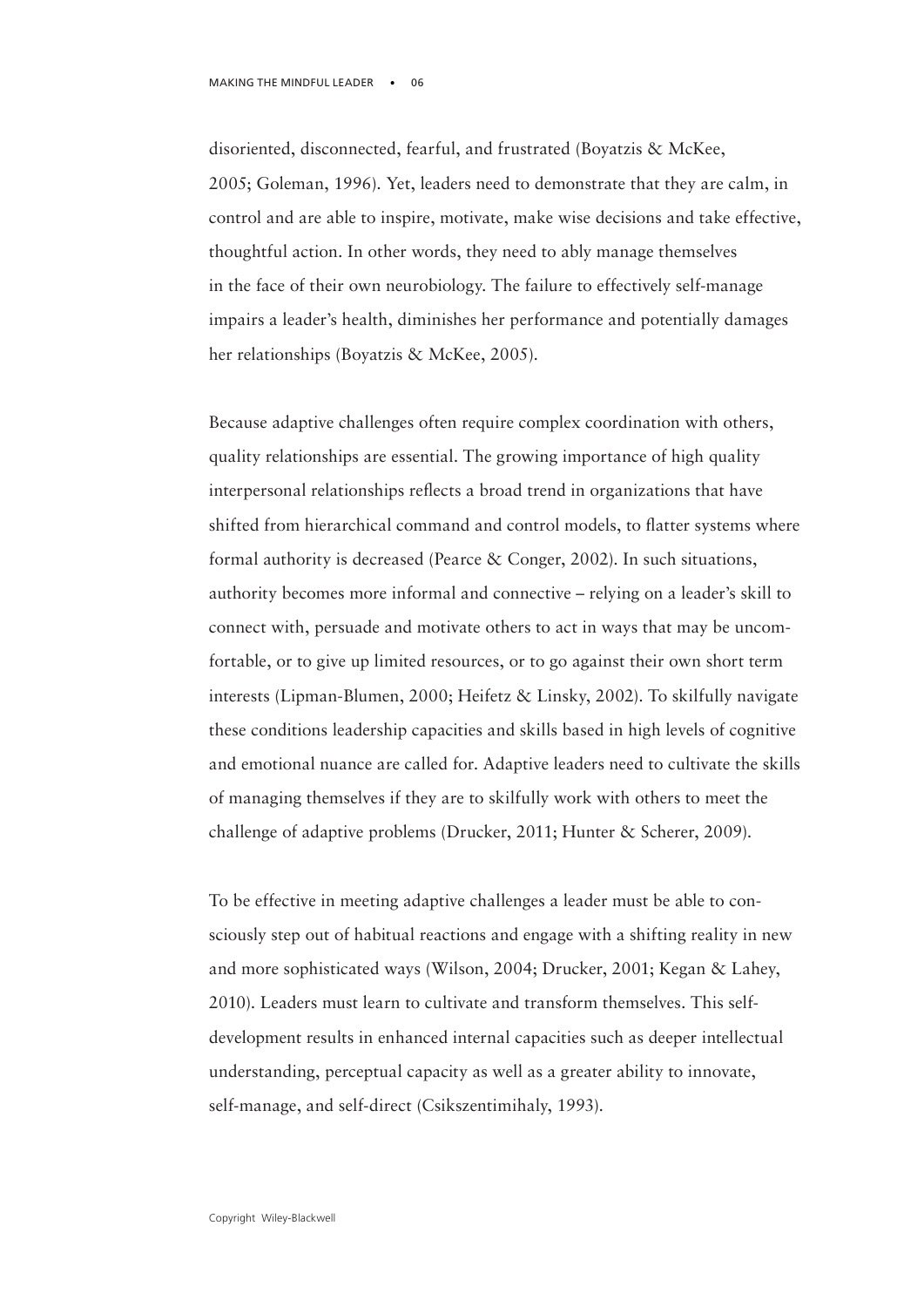disoriented, disconnected, fearful, and frustrated (Boyatzis & McKee, 2005; Goleman, 1996). Yet, leaders need to demonstrate that they are calm, in control and are able to inspire, motivate, make wise decisions and take effective, thoughtful action. In other words, they need to ably manage themselves in the face of their own neurobiology. The failure to effectively self-manage impairs a leader's health, diminishes her performance and potentially damages her relationships (Boyatzis & McKee, 2005).

Because adaptive challenges often require complex coordination with others, quality relationships are essential. The growing importance of high quality interpersonal relationships reflects a broad trend in organizations that have shifted from hierarchical command and control models, to flatter systems where formal authority is decreased (Pearce & Conger, 2002). In such situations, authority becomes more informal and connective – relying on a leader's skill to connect with, persuade and motivate others to act in ways that may be uncomfortable, or to give up limited resources, or to go against their own short term interests (Lipman-Blumen, 2000; Heifetz & Linsky, 2002). To skilfully navigate these conditions leadership capacities and skills based in high levels of cognitive and emotional nuance are called for. Adaptive leaders need to cultivate the skills of managing themselves if they are to skilfully work with others to meet the challenge of adaptive problems (Drucker, 2011; Hunter & Scherer, 2009).

To be effective in meeting adaptive challenges a leader must be able to consciously step out of habitual reactions and engage with a shifting reality in new and more sophisticated ways (Wilson, 2004; Drucker, 2001; Kegan & Lahey, 2010). Leaders must learn to cultivate and transform themselves. This self-development results in enhanced internal capacities such as deeper intellectual understanding, perceptual capacity as well as a greater ability to innovate, self-manage, and self-direct (Csikszentimihaly, 1993).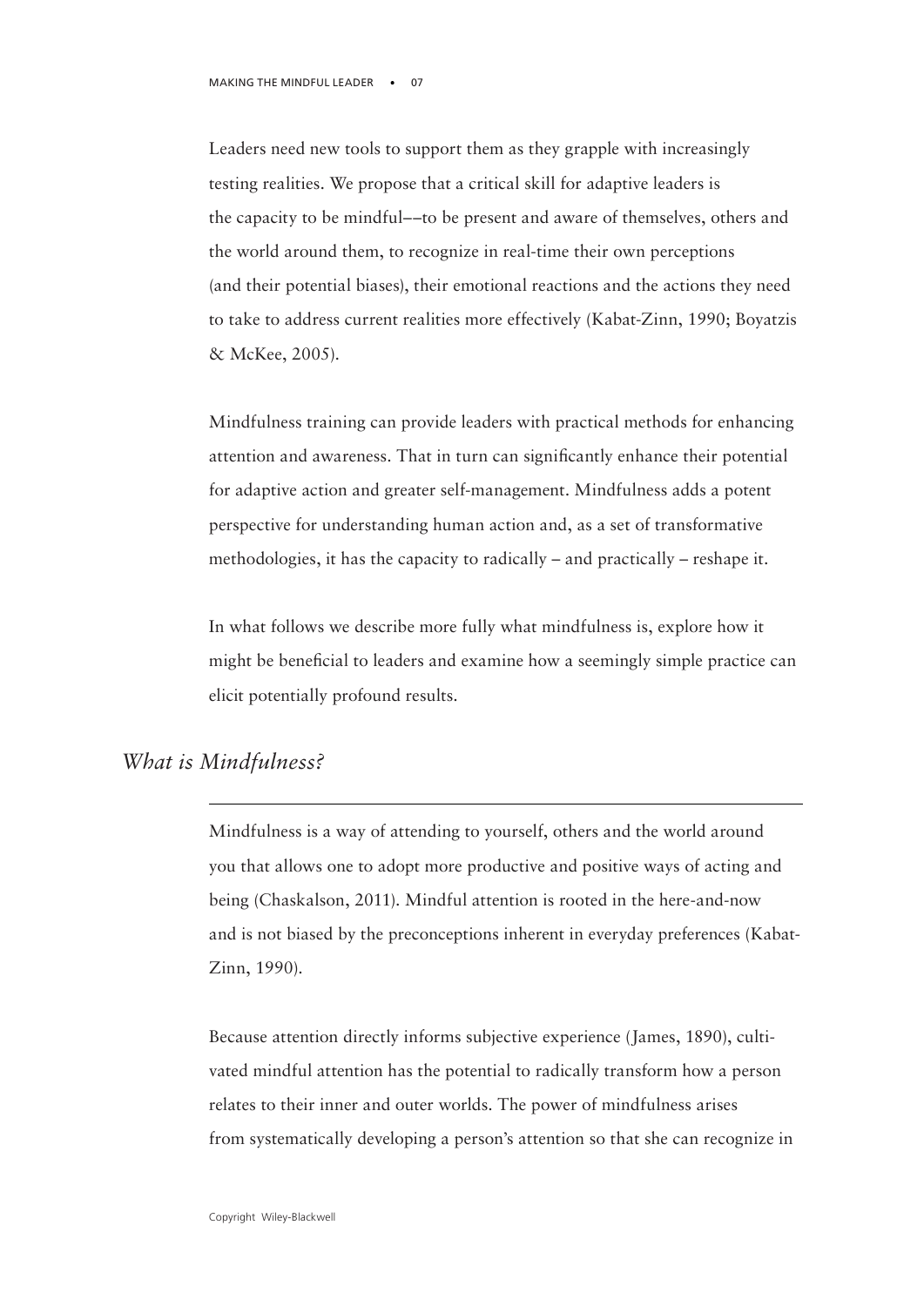Leaders need new tools to support them as they grapple with increasingly testing realities. We propose that a critical skill for adaptive leaders is the capacity to be mindful––to be present and aware of themselves, others and the world around them, to recognize in real-time their own perceptions (and their potential biases), their emotional reactions and the actions they need to take to address current realities more effectively (Kabat-Zinn, 1990; Boyatzis & McKee, 2005).

Mindfulness training can provide leaders with practical methods for enhancing attention and awareness. That in turn can significantly enhance their potential for adaptive action and greater self-management. Mindfulness adds a potent perspective for understanding human action and, as a set of transformative methodologies, it has the capacity to radically – and practically – reshape it.

In what follows we describe more fully what mindfulness is, explore how it might be beneficial to leaders and examine how a seemingly simple practice can elicit potentially profound results.

## *What is Mindfulness?*

Mindfulness is a way of attending to yourself, others and the world around you that allows one to adopt more productive and positive ways of acting and being (Chaskalson, 2011). Mindful attention is rooted in the here-and-now and is not biased by the preconceptions inherent in everyday preferences (Kabat-Zinn, 1990).

Because attention directly informs subjective experience (James, 1890), cultivated mindful attention has the potential to radically transform how a person relates to their inner and outer worlds. The power of mindfulness arises from systematically developing a person's attention so that she can recognize in

Copyright Wiley-Blackwell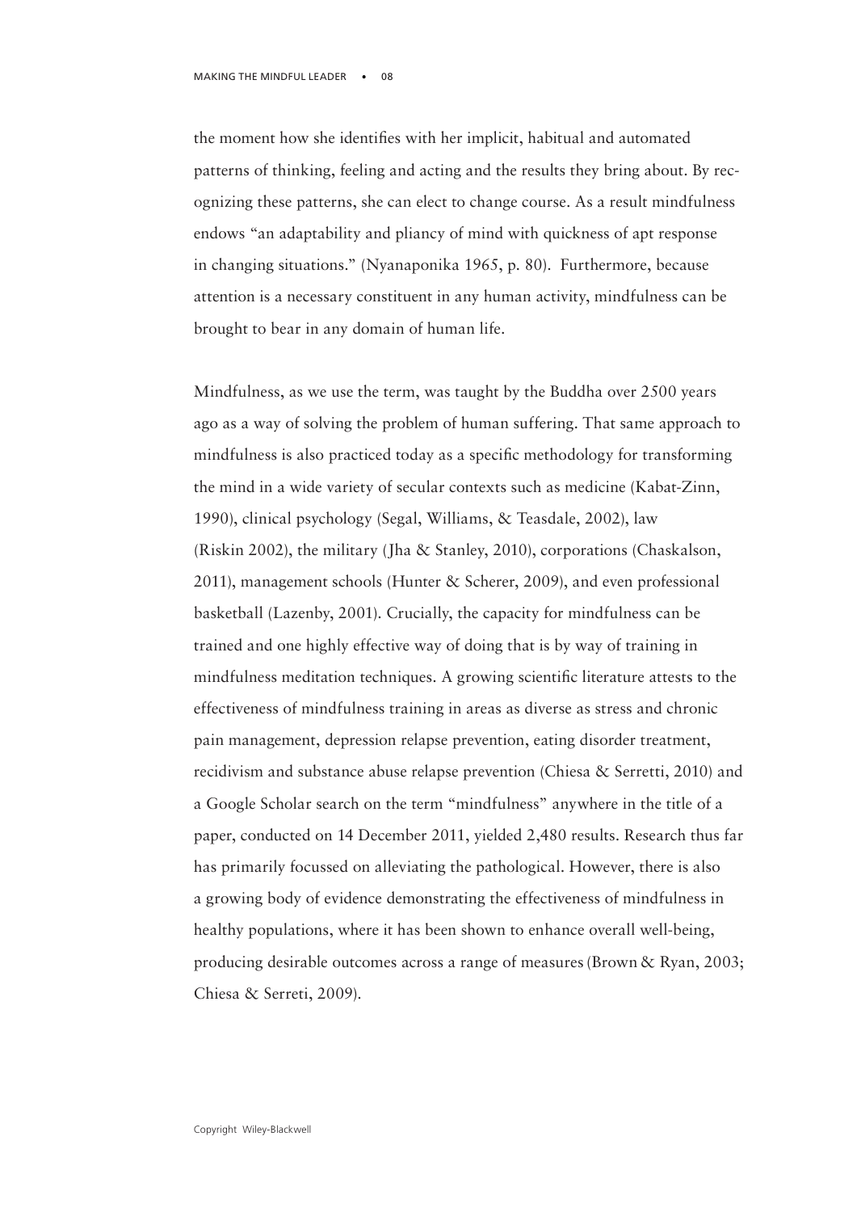the moment how she identifies with her implicit, habitual and automated patterns of thinking, feeling and acting and the results they bring about. By recognizing these patterns, she can elect to change course. As a result mindfulness endows "an adaptability and pliancy of mind with quickness of apt response in changing situations." (Nyanaponika 1965, p. 80). Furthermore, because attention is a necessary constituent in any human activity, mindfulness can be brought to bear in any domain of human life.

Mindfulness, as we use the term, was taught by the Buddha over 2500 years ago as a way of solving the problem of human suffering. That same approach to mindfulness is also practiced today as a specific methodology for transforming the mind in a wide variety of secular contexts such as medicine (Kabat-Zinn, 1990), clinical psychology (Segal, Williams, & Teasdale, 2002), law (Riskin 2002), the military (Jha & Stanley, 2010), corporations (Chaskalson, 2011), management schools (Hunter & Scherer, 2009), and even professional basketball (Lazenby, 2001). Crucially, the capacity for mindfulness can be trained and one highly effective way of doing that is by way of training in mindfulness meditation techniques. A growing scientific literature attests to the effectiveness of mindfulness training in areas as diverse as stress and chronic pain management, depression relapse prevention, eating disorder treatment, recidivism and substance abuse relapse prevention (Chiesa & Serretti, 2010) and a Google Scholar search on the term "mindfulness" anywhere in the title of a paper, conducted on 14 December 2011, yielded 2,480 results. Research thus far has primarily focussed on alleviating the pathological. However, there is also a growing body of evidence demonstrating the effectiveness of mindfulness in healthy populations, where it has been shown to enhance overall well-being, producing desirable outcomes across a range of measures (Brown & Ryan, 2003; Chiesa & Serreti, 2009).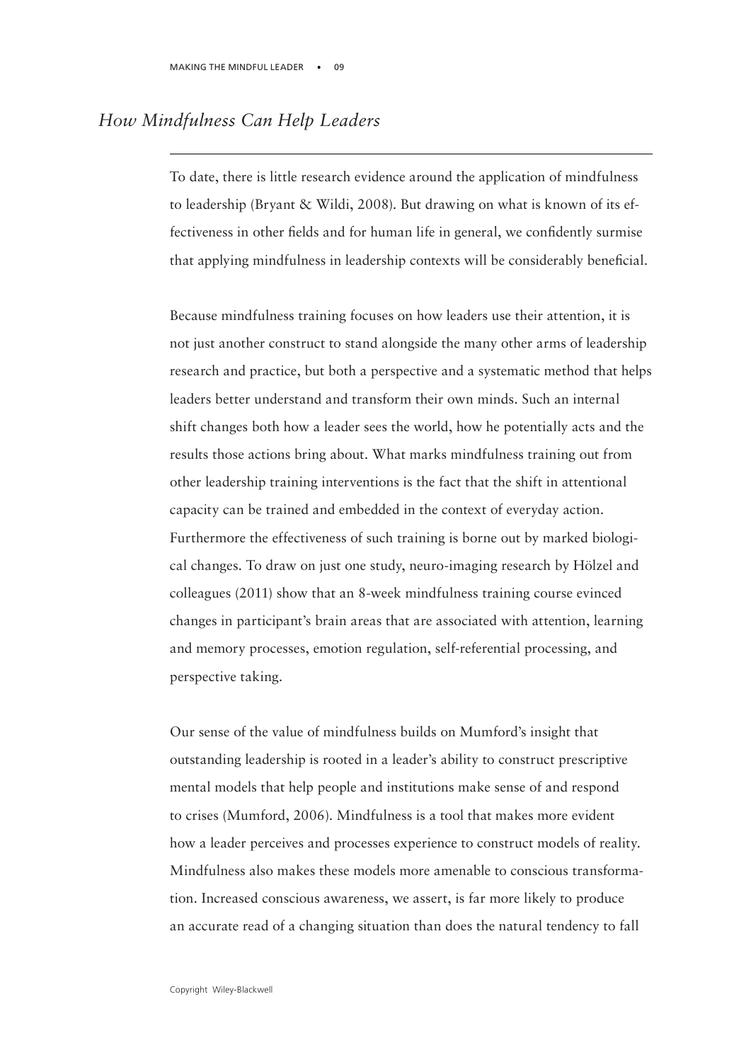## *How Mindfulness Can Help Leaders*

To date, there is little research evidence around the application of mindfulness to leadership (Bryant & Wildi, 2008). But drawing on what is known of its effectiveness in other fields and for human life in general, we confidently surmise that applying mindfulness in leadership contexts will be considerably beneficial.

Because mindfulness training focuses on how leaders use their attention, it is not just another construct to stand alongside the many other arms of leadership research and practice, but both a perspective and a systematic method that helps leaders better understand and transform their own minds. Such an internal shift changes both how a leader sees the world, how he potentially acts and the results those actions bring about. What marks mindfulness training out from other leadership training interventions is the fact that the shift in attentional capacity can be trained and embedded in the context of everyday action. Furthermore the effectiveness of such training is borne out by marked biological changes. To draw on just one study, neuro-imaging research by Hölzel and colleagues (2011) show that an 8-week mindfulness training course evinced changes in participant's brain areas that are associated with attention, learning and memory processes, emotion regulation, self-referential processing, and perspective taking.

Our sense of the value of mindfulness builds on Mumford's insight that outstanding leadership is rooted in a leader's ability to construct prescriptive mental models that help people and institutions make sense of and respond to crises (Mumford, 2006). Mindfulness is a tool that makes more evident how a leader perceives and processes experience to construct models of reality. Mindfulness also makes these models more amenable to conscious transformation. Increased conscious awareness, we assert, is far more likely to produce an accurate read of a changing situation than does the natural tendency to fall

Copyright Wiley-Blackwell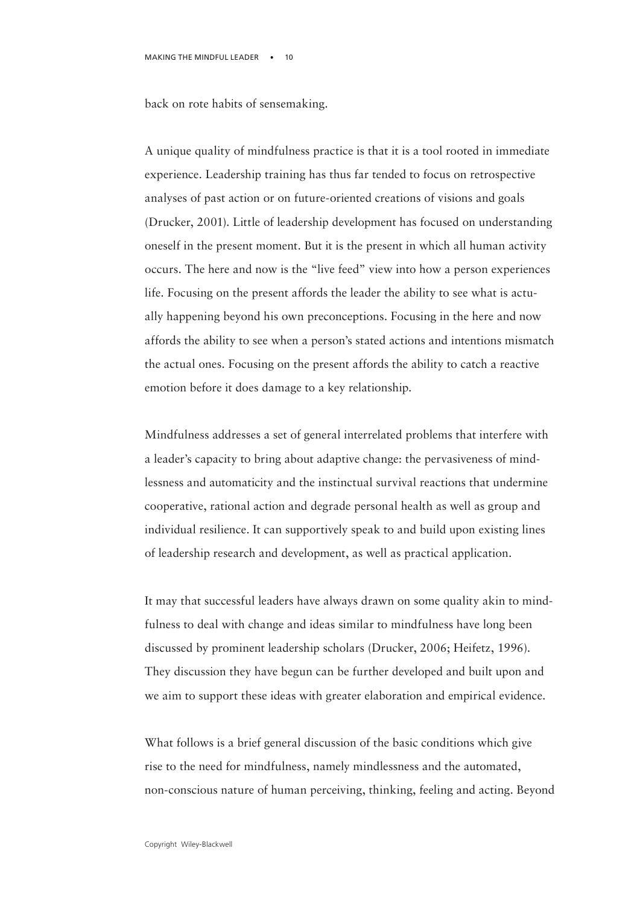back on rote habits of sensemaking.

A unique quality of mindfulness practice is that it is a tool rooted in immediate experience. Leadership training has thus far tended to focus on retrospective analyses of past action or on future-oriented creations of visions and goals (Drucker, 2001). Little of leadership development has focused on understanding oneself in the present moment. But it is the present in which all human activity occurs. The here and now is the "live feed" view into how a person experiences life. Focusing on the present affords the leader the ability to see what is actually happening beyond his own preconceptions. Focusing in the here and now affords the ability to see when a person's stated actions and intentions mismatch the actual ones. Focusing on the present affords the ability to catch a reactive emotion before it does damage to a key relationship.

Mindfulness addresses a set of general interrelated problems that interfere with a leader's capacity to bring about adaptive change: the pervasiveness of mindlessness and automaticity and the instinctual survival reactions that undermine cooperative, rational action and degrade personal health as well as group and individual resilience. It can supportively speak to and build upon existing lines of leadership research and development, as well as practical application.

It may that successful leaders have always drawn on some quality akin to mindfulness to deal with change and ideas similar to mindfulness have long been discussed by prominent leadership scholars (Drucker, 2006; Heifetz, 1996). They discussion they have begun can be further developed and built upon and we aim to support these ideas with greater elaboration and empirical evidence.

What follows is a brief general discussion of the basic conditions which give rise to the need for mindfulness, namely mindlessness and the automated, non-conscious nature of human perceiving, thinking, feeling and acting. Beyond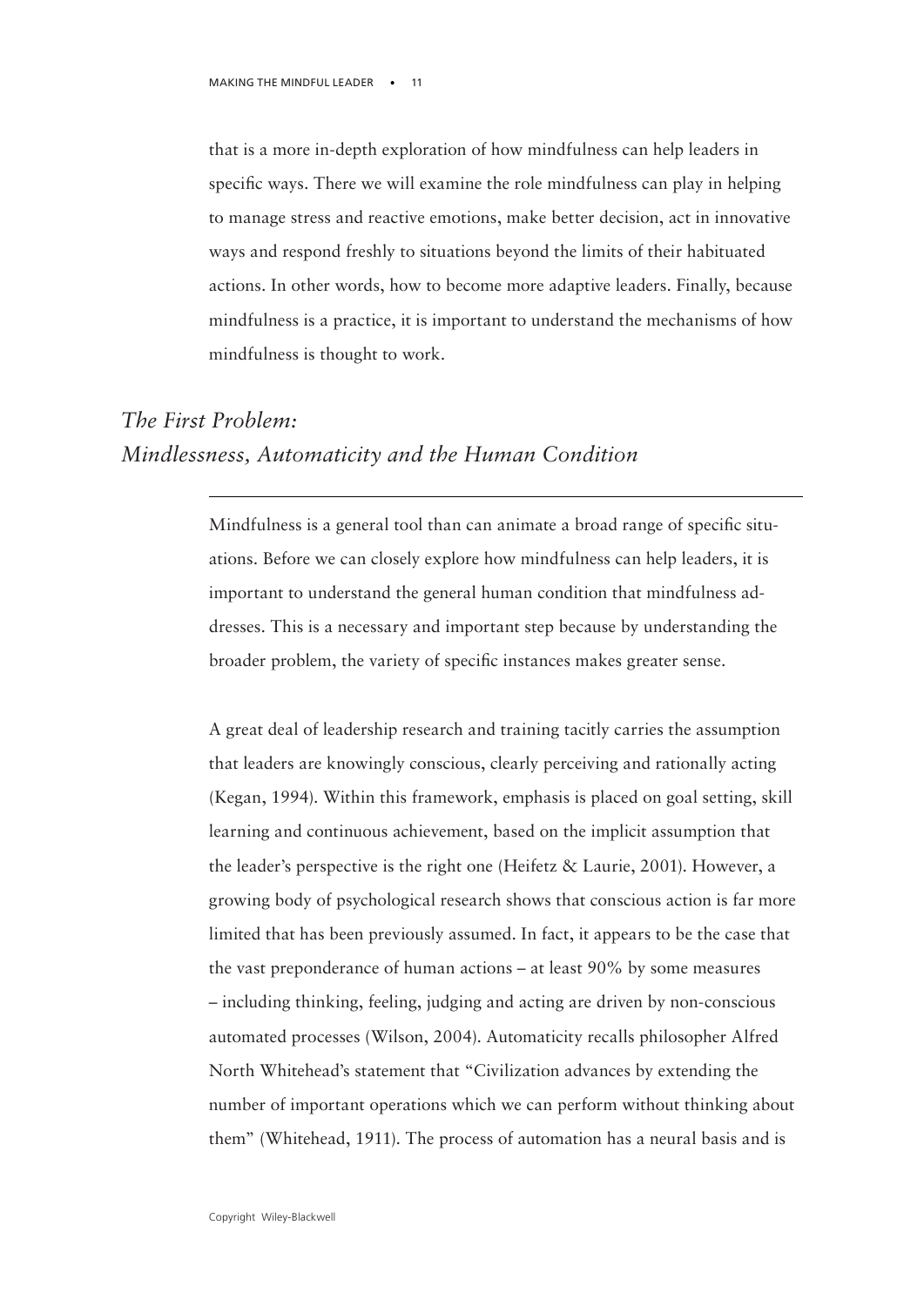that is a more in-depth exploration of how mindfulness can help leaders in specific ways. There we will examine the role mindfulness can play in helping to manage stress and reactive emotions, make better decision, act in innovative ways and respond freshly to situations beyond the limits of their habituated actions. In other words, how to become more adaptive leaders. Finally, because mindfulness is a practice, it is important to understand the mechanisms of how mindfulness is thought to work.

## *The First Problem: Mindlessness, Automaticity and the Human Condition*

Mindfulness is a general tool than can animate a broad range of specific situations. Before we can closely explore how mindfulness can help leaders, it is important to understand the general human condition that mindfulness addresses. This is a necessary and important step because by understanding the broader problem, the variety of specific instances makes greater sense.

A great deal of leadership research and training tacitly carries the assumption that leaders are knowingly conscious, clearly perceiving and rationally acting (Kegan, 1994). Within this framework, emphasis is placed on goal setting, skill learning and continuous achievement, based on the implicit assumption that the leader's perspective is the right one (Heifetz & Laurie, 2001). However, a growing body of psychological research shows that conscious action is far more limited that has been previously assumed. In fact, it appears to be the case that the vast preponderance of human actions – at least 90% by some measures – including thinking, feeling, judging and acting are driven by non-conscious automated processes (Wilson, 2004). Automaticity recalls philosopher Alfred North Whitehead's statement that "Civilization advances by extending the number of important operations which we can perform without thinking about them" (Whitehead, 1911). The process of automation has a neural basis and is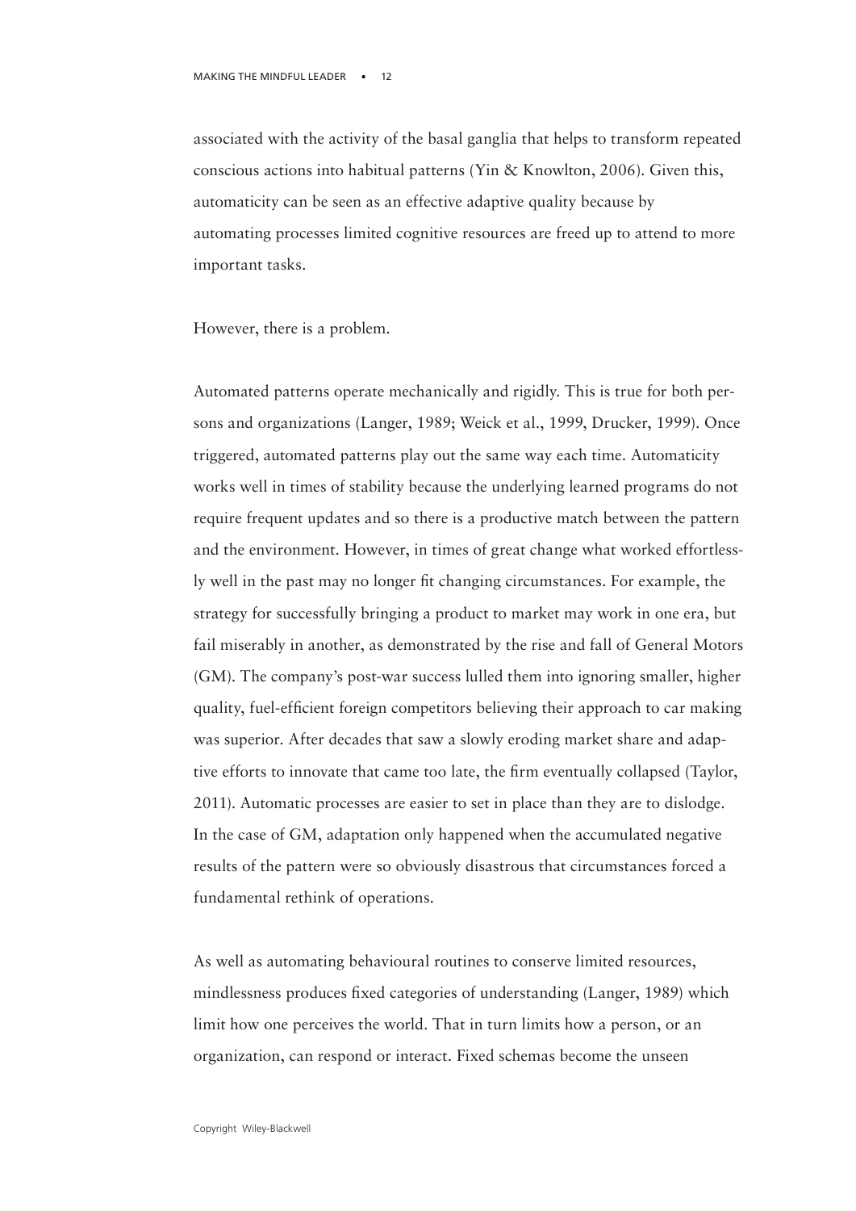associated with the activity of the basal ganglia that helps to transform repeated conscious actions into habitual patterns (Yin & Knowlton, 2006). Given this, automaticity can be seen as an effective adaptive quality because by automating processes limited cognitive resources are freed up to attend to more important tasks.

However, there is a problem.

Automated patterns operate mechanically and rigidly. This is true for both persons and organizations (Langer, 1989; Weick et al., 1999, Drucker, 1999). Once triggered, automated patterns play out the same way each time. Automaticity works well in times of stability because the underlying learned programs do not require frequent updates and so there is a productive match between the pattern and the environment. However, in times of great change what worked effortlessly well in the past may no longer fit changing circumstances. For example, the strategy for successfully bringing a product to market may work in one era, but fail miserably in another, as demonstrated by the rise and fall of General Motors (GM). The company's post-war success lulled them into ignoring smaller, higher quality, fuel-efficient foreign competitors believing their approach to car making was superior. After decades that saw a slowly eroding market share and adaptive efforts to innovate that came too late, the firm eventually collapsed (Taylor, 2011). Automatic processes are easier to set in place than they are to dislodge. In the case of GM, adaptation only happened when the accumulated negative results of the pattern were so obviously disastrous that circumstances forced a fundamental rethink of operations.

As well as automating behavioural routines to conserve limited resources, mindlessness produces fixed categories of understanding (Langer, 1989) which limit how one perceives the world. That in turn limits how a person, or an organization, can respond or interact. Fixed schemas become the unseen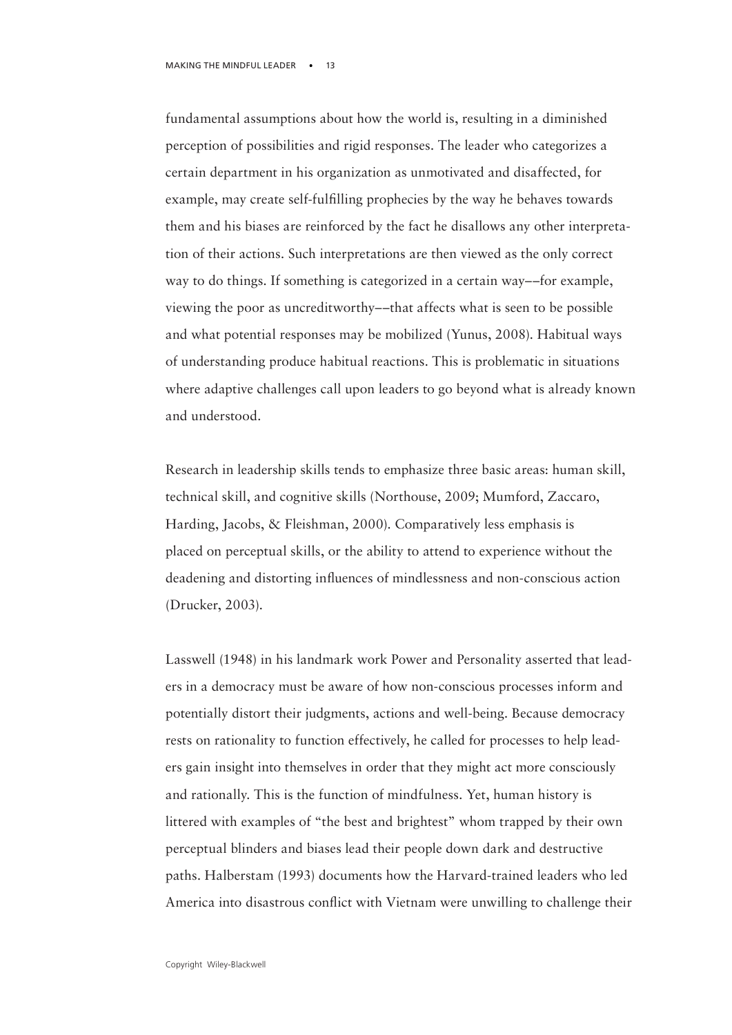fundamental assumptions about how the world is, resulting in a diminished perception of possibilities and rigid responses. The leader who categorizes a certain department in his organization as unmotivated and disaffected, for example, may create self-fulfilling prophecies by the way he behaves towards them and his biases are reinforced by the fact he disallows any other interpretation of their actions. Such interpretations are then viewed as the only correct way to do things. If something is categorized in a certain way––for example, viewing the poor as uncreditworthy––that affects what is seen to be possible and what potential responses may be mobilized (Yunus, 2008). Habitual ways of understanding produce habitual reactions. This is problematic in situations where adaptive challenges call upon leaders to go beyond what is already known and understood.

Research in leadership skills tends to emphasize three basic areas: human skill, technical skill, and cognitive skills (Northouse, 2009; Mumford, Zaccaro, Harding, Jacobs, & Fleishman, 2000). Comparatively less emphasis is placed on perceptual skills, or the ability to attend to experience without the deadening and distorting influences of mindlessness and non-conscious action (Drucker, 2003).

Lasswell (1948) in his landmark work Power and Personality asserted that leaders in a democracy must be aware of how non-conscious processes inform and potentially distort their judgments, actions and well-being. Because democracy rests on rationality to function effectively, he called for processes to help leaders gain insight into themselves in order that they might act more consciously and rationally. This is the function of mindfulness. Yet, human history is littered with examples of "the best and brightest" whom trapped by their own perceptual blinders and biases lead their people down dark and destructive paths. Halberstam (1993) documents how the Harvard-trained leaders who led America into disastrous conflict with Vietnam were unwilling to challenge their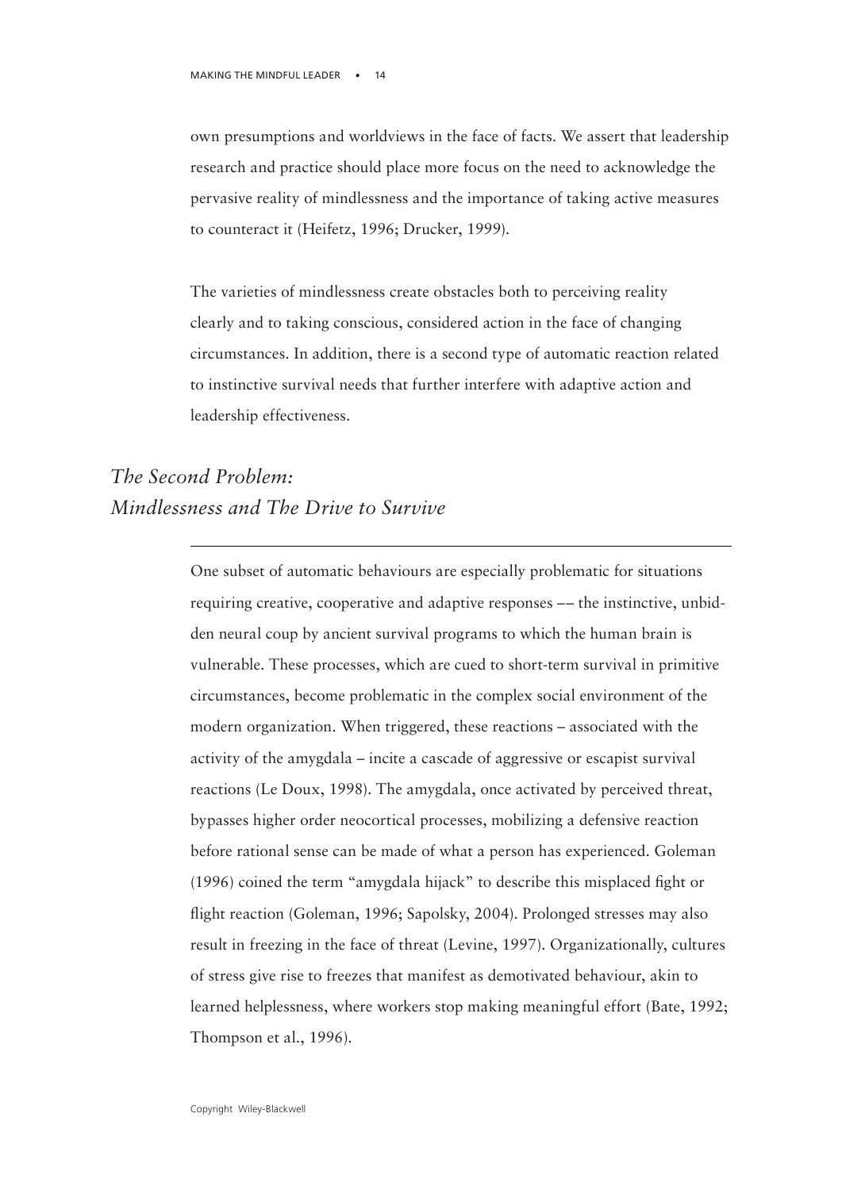own presumptions and worldviews in the face of facts. We assert that leadership research and practice should place more focus on the need to acknowledge the pervasive reality of mindlessness and the importance of taking active measures to counteract it (Heifetz, 1996; Drucker, 1999).

The varieties of mindlessness create obstacles both to perceiving reality clearly and to taking conscious, considered action in the face of changing circumstances. In addition, there is a second type of automatic reaction related to instinctive survival needs that further interfere with adaptive action and leadership effectiveness.

## *The Second Problem: Mindlessness and The Drive to Survive*

One subset of automatic behaviours are especially problematic for situations requiring creative, cooperative and adaptive responses –– the instinctive, unbidden neural coup by ancient survival programs to which the human brain is vulnerable. These processes, which are cued to short-term survival in primitive circumstances, become problematic in the complex social environment of the modern organization. When triggered, these reactions – associated with the activity of the amygdala – incite a cascade of aggressive or escapist survival reactions (Le Doux, 1998). The amygdala, once activated by perceived threat, bypasses higher order neocortical processes, mobilizing a defensive reaction before rational sense can be made of what a person has experienced. Goleman (1996) coined the term "amygdala hijack" to describe this misplaced fight or flight reaction (Goleman, 1996; Sapolsky, 2004). Prolonged stresses may also result in freezing in the face of threat (Levine, 1997). Organizationally, cultures of stress give rise to freezes that manifest as demotivated behaviour, akin to learned helplessness, where workers stop making meaningful effort (Bate, 1992; Thompson et al., 1996).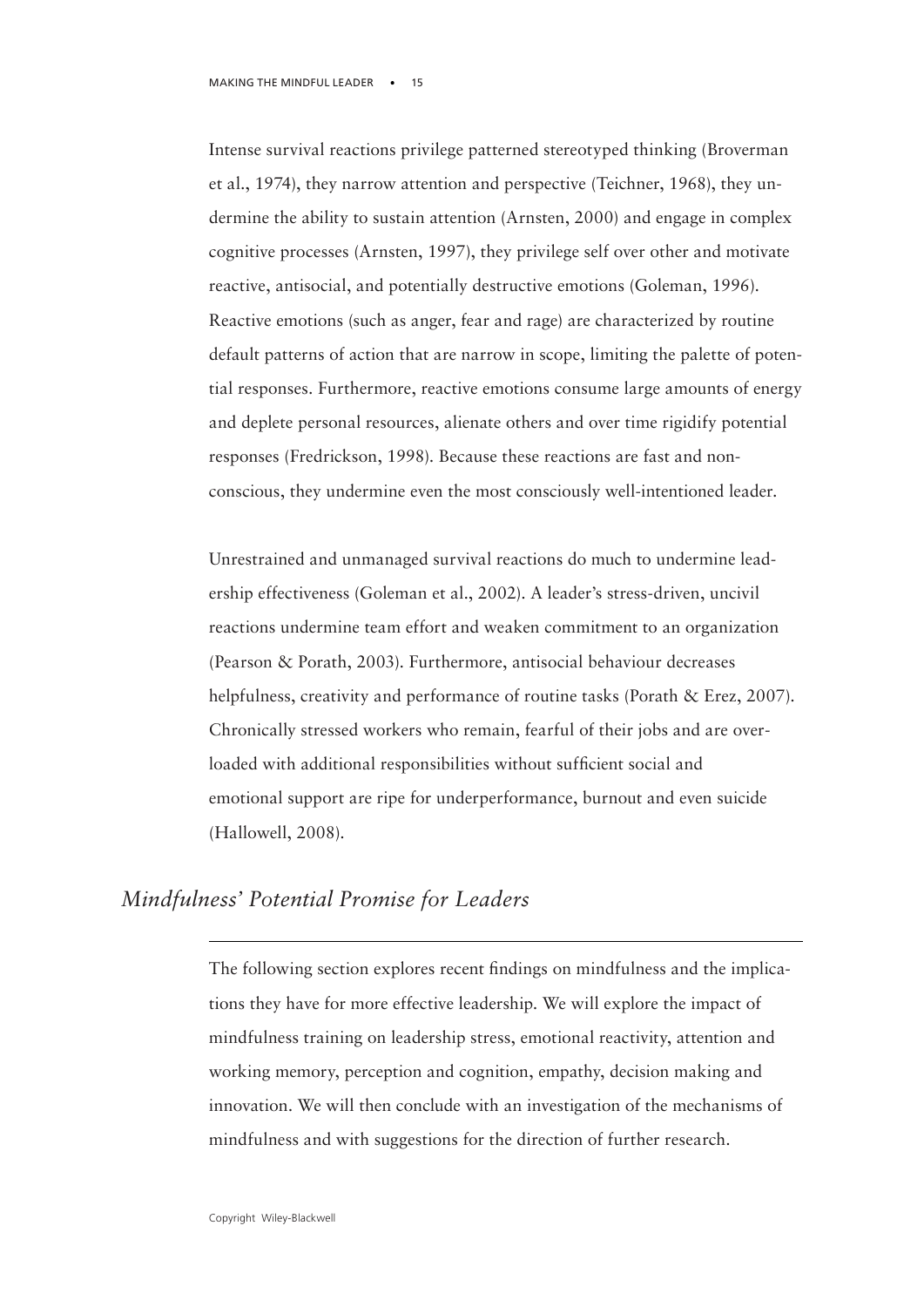Intense survival reactions privilege patterned stereotyped thinking (Broverman et al., 1974), they narrow attention and perspective (Teichner, 1968), they undermine the ability to sustain attention (Arnsten, 2000) and engage in complex cognitive processes (Arnsten, 1997), they privilege self over other and motivate reactive, antisocial, and potentially destructive emotions (Goleman, 1996). Reactive emotions (such as anger, fear and rage) are characterized by routine default patterns of action that are narrow in scope, limiting the palette of potential responses. Furthermore, reactive emotions consume large amounts of energy and deplete personal resources, alienate others and over time rigidify potential responses (Fredrickson, 1998). Because these reactions are fast and nonconscious, they undermine even the most consciously well-intentioned leader.

Unrestrained and unmanaged survival reactions do much to undermine leadership effectiveness (Goleman et al., 2002). A leader's stress-driven, uncivil reactions undermine team effort and weaken commitment to an organization (Pearson & Porath, 2003). Furthermore, antisocial behaviour decreases helpfulness, creativity and performance of routine tasks (Porath & Erez, 2007). Chronically stressed workers who remain, fearful of their jobs and are overloaded with additional responsibilities without sufficient social and emotional support are ripe for underperformance, burnout and even suicide (Hallowell, 2008).

## *Mindfulness' Potential Promise for Leaders*

The following section explores recent findings on mindfulness and the implications they have for more effective leadership. We will explore the impact of mindfulness training on leadership stress, emotional reactivity, attention and working memory, perception and cognition, empathy, decision making and innovation. We will then conclude with an investigation of the mechanisms of mindfulness and with suggestions for the direction of further research.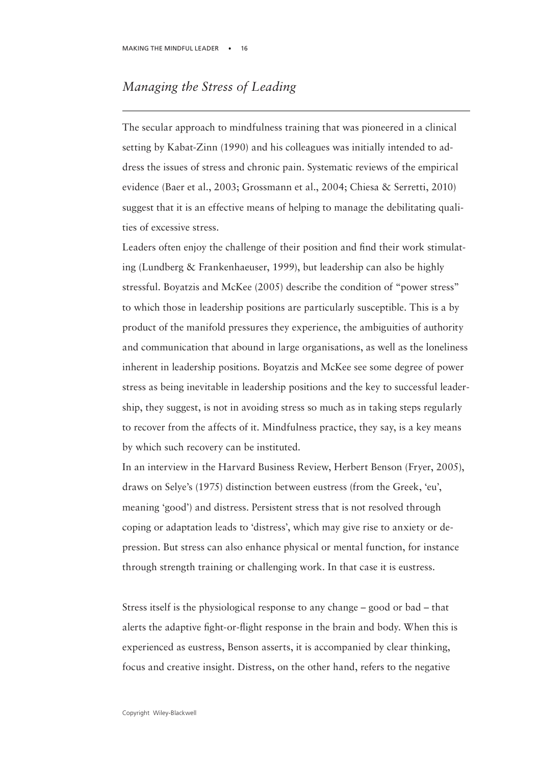## *Managing the Stress of Leading*

The secular approach to mindfulness training that was pioneered in a clinical setting by Kabat-Zinn (1990) and his colleagues was initially intended to address the issues of stress and chronic pain. Systematic reviews of the empirical evidence (Baer et al., 2003; Grossmann et al., 2004; Chiesa & Serretti, 2010) suggest that it is an effective means of helping to manage the debilitating qualities of excessive stress.

Leaders often enjoy the challenge of their position and find their work stimulating (Lundberg & Frankenhaeuser, 1999), but leadership can also be highly stressful. Boyatzis and McKee (2005) describe the condition of "power stress" to which those in leadership positions are particularly susceptible. This is a by product of the manifold pressures they experience, the ambiguities of authority and communication that abound in large organisations, as well as the loneliness inherent in leadership positions. Boyatzis and McKee see some degree of power stress as being inevitable in leadership positions and the key to successful leadership, they suggest, is not in avoiding stress so much as in taking steps regularly to recover from the affects of it. Mindfulness practice, they say, is a key means by which such recovery can be instituted.

In an interview in the Harvard Business Review, Herbert Benson (Fryer, 2005), draws on Selye's (1975) distinction between eustress (from the Greek, 'eu', meaning 'good') and distress. Persistent stress that is not resolved through coping or adaptation leads to 'distress', which may give rise to anxiety or depression. But stress can also enhance physical or mental function, for instance through strength training or challenging work. In that case it is eustress.

Stress itself is the physiological response to any change – good or bad – that alerts the adaptive fight-or-flight response in the brain and body. When this is experienced as eustress, Benson asserts, it is accompanied by clear thinking, focus and creative insight. Distress, on the other hand, refers to the negative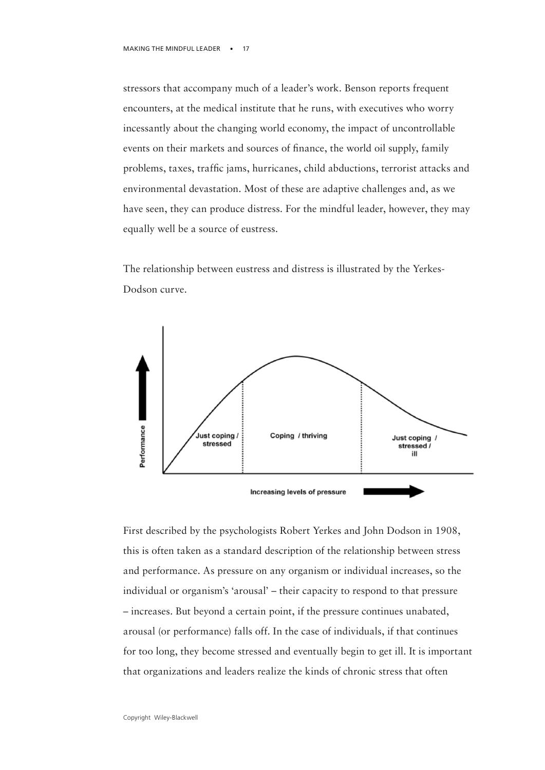stressors that accompany much of a leader's work. Benson reports frequent encounters, at the medical institute that he runs, with executives who worry incessantly about the changing world economy, the impact of uncontrollable events on their markets and sources of finance, the world oil supply, family problems, taxes, traffic jams, hurricanes, child abductions, terrorist attacks and environmental devastation. Most of these are adaptive challenges and, as we have seen, they can produce distress. For the mindful leader, however, they may equally well be a source of eustress.

The relationship between eustress and distress is illustrated by the Yerkes-Dodson curve.

Performance

Just coping / stressed

Coping / thriving

Just coping / stressed / ill

Increasing levels of pressure

First described by the psychologists Robert Yerkes and John Dodson in 1908, this is often taken as a standard description of the relationship between stress and performance. As pressure on any organism or individual increases, so the individual or organism's 'arousal' – their capacity to respond to that pressure – increases. But beyond a certain point, if the pressure continues unabated, arousal (or performance) falls off. In the case of individuals, if that continues for too long, they become stressed and eventually begin to get ill. It is important that organizations and leaders realize the kinds of chronic stress that often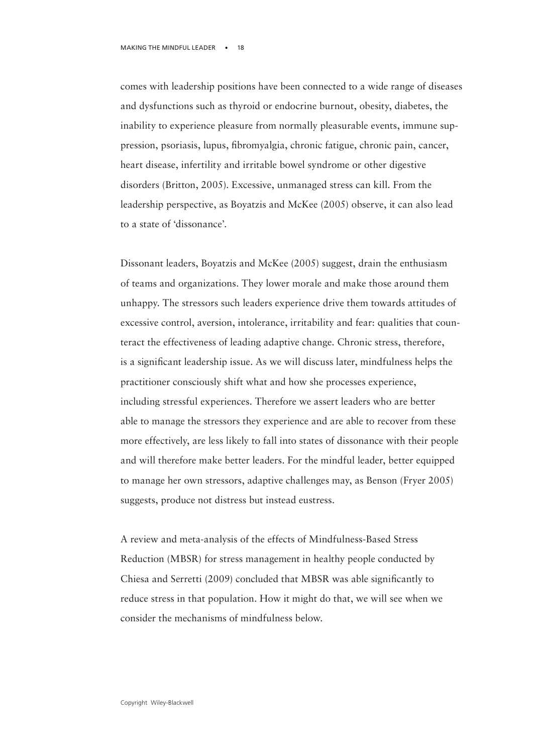comes with leadership positions have been connected to a wide range of diseases and dysfunctions such as thyroid or endocrine burnout, obesity, diabetes, the inability to experience pleasure from normally pleasurable events, immune suppression, psoriasis, lupus, fibromyalgia, chronic fatigue, chronic pain, cancer, heart disease, infertility and irritable bowel syndrome or other digestive disorders (Britton, 2005). Excessive, unmanaged stress can kill. From the leadership perspective, as Boyatzis and McKee (2005) observe, it can also lead to a state of 'dissonance'.

Dissonant leaders, Boyatzis and McKee (2005) suggest, drain the enthusiasm of teams and organizations. They lower morale and make those around them unhappy. The stressors such leaders experience drive them towards attitudes of excessive control, aversion, intolerance, irritability and fear: qualities that counteract the effectiveness of leading adaptive change. Chronic stress, therefore, is a significant leadership issue. As we will discuss later, mindfulness helps the practitioner consciously shift what and how she processes experience, including stressful experiences. Therefore we assert leaders who are better able to manage the stressors they experience and are able to recover from these more effectively, are less likely to fall into states of dissonance with their people and will therefore make better leaders. For the mindful leader, better equipped to manage her own stressors, adaptive challenges may, as Benson (Fryer 2005) suggests, produce not distress but instead eustress.

A review and meta-analysis of the effects of Mindfulness-Based Stress Reduction (MBSR) for stress management in healthy people conducted by Chiesa and Serretti (2009) concluded that MBSR was able significantly to reduce stress in that population. How it might do that, we will see when we consider the mechanisms of mindfulness below.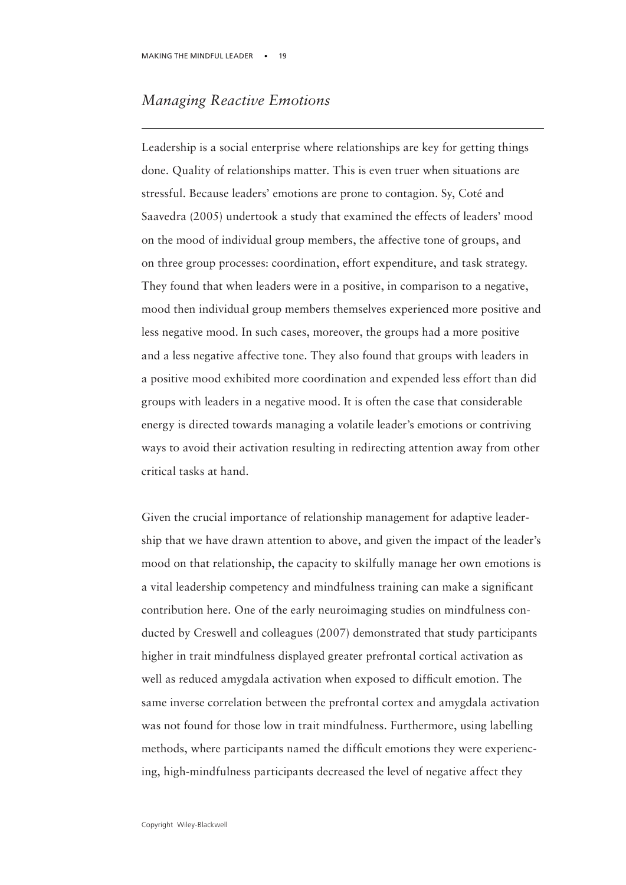## *Managing Reactive Emotions*

Leadership is a social enterprise where relationships are key for getting things done. Quality of relationships matter. This is even truer when situations are stressful. Because leaders' emotions are prone to contagion. Sy, Coté and Saavedra (2005) undertook a study that examined the effects of leaders' mood on the mood of individual group members, the affective tone of groups, and on three group processes: coordination, effort expenditure, and task strategy. They found that when leaders were in a positive, in comparison to a negative, mood then individual group members themselves experienced more positive and less negative mood. In such cases, moreover, the groups had a more positive and a less negative affective tone. They also found that groups with leaders in a positive mood exhibited more coordination and expended less effort than did groups with leaders in a negative mood. It is often the case that considerable energy is directed towards managing a volatile leader's emotions or contriving ways to avoid their activation resulting in redirecting attention away from other critical tasks at hand.

Given the crucial importance of relationship management for adaptive leadership that we have drawn attention to above, and given the impact of the leader's mood on that relationship, the capacity to skilfully manage her own emotions is a vital leadership competency and mindfulness training can make a significant contribution here. One of the early neuroimaging studies on mindfulness conducted by Creswell and colleagues (2007) demonstrated that study participants higher in trait mindfulness displayed greater prefrontal cortical activation as well as reduced amygdala activation when exposed to difficult emotion. The same inverse correlation between the prefrontal cortex and amygdala activation was not found for those low in trait mindfulness. Furthermore, using labelling methods, where participants named the difficult emotions they were experiencing, high-mindfulness participants decreased the level of negative affect they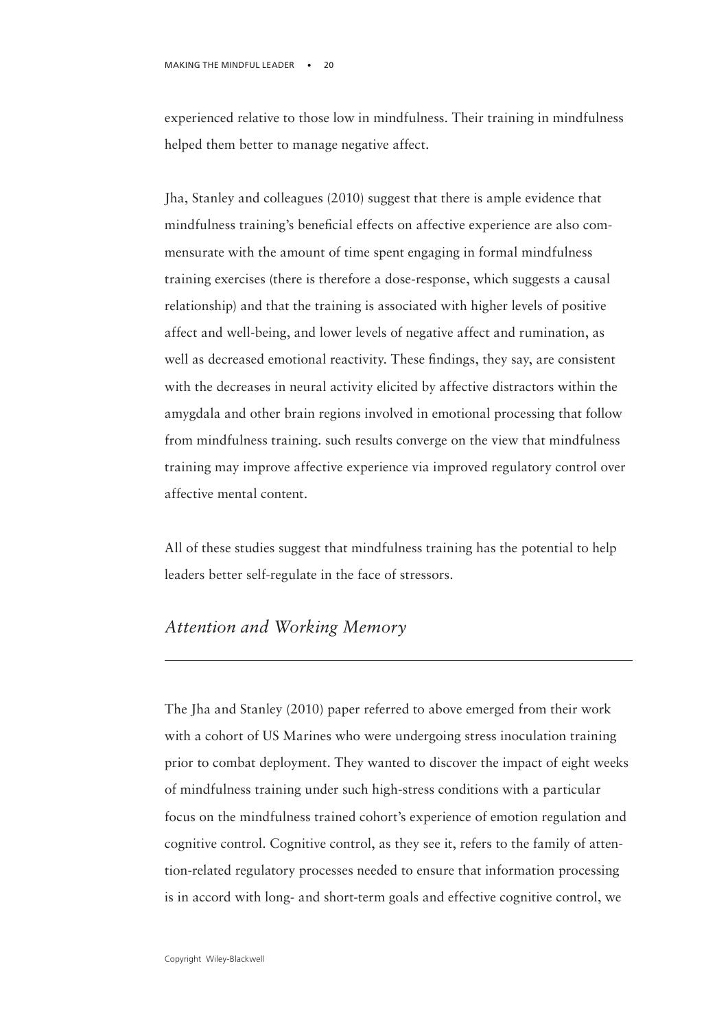experienced relative to those low in mindfulness. Their training in mindfulness helped them better to manage negative affect.

Jha, Stanley and colleagues (2010) suggest that there is ample evidence that mindfulness training's beneficial effects on affective experience are also commensurate with the amount of time spent engaging in formal mindfulness training exercises (there is therefore a dose-response, which suggests a causal relationship) and that the training is associated with higher levels of positive affect and well-being, and lower levels of negative affect and rumination, as well as decreased emotional reactivity. These findings, they say, are consistent with the decreases in neural activity elicited by affective distractors within the amygdala and other brain regions involved in emotional processing that follow from mindfulness training. such results converge on the view that mindfulness training may improve affective experience via improved regulatory control over affective mental content.

All of these studies suggest that mindfulness training has the potential to help leaders better self-regulate in the face of stressors.

## *Attention and Working Memory*

The Jha and Stanley (2010) paper referred to above emerged from their work with a cohort of US Marines who were undergoing stress inoculation training prior to combat deployment. They wanted to discover the impact of eight weeks of mindfulness training under such high-stress conditions with a particular focus on the mindfulness trained cohort's experience of emotion regulation and cognitive control. Cognitive control, as they see it, refers to the family of attention-related regulatory processes needed to ensure that information processing is in accord with long- and short-term goals and effective cognitive control, we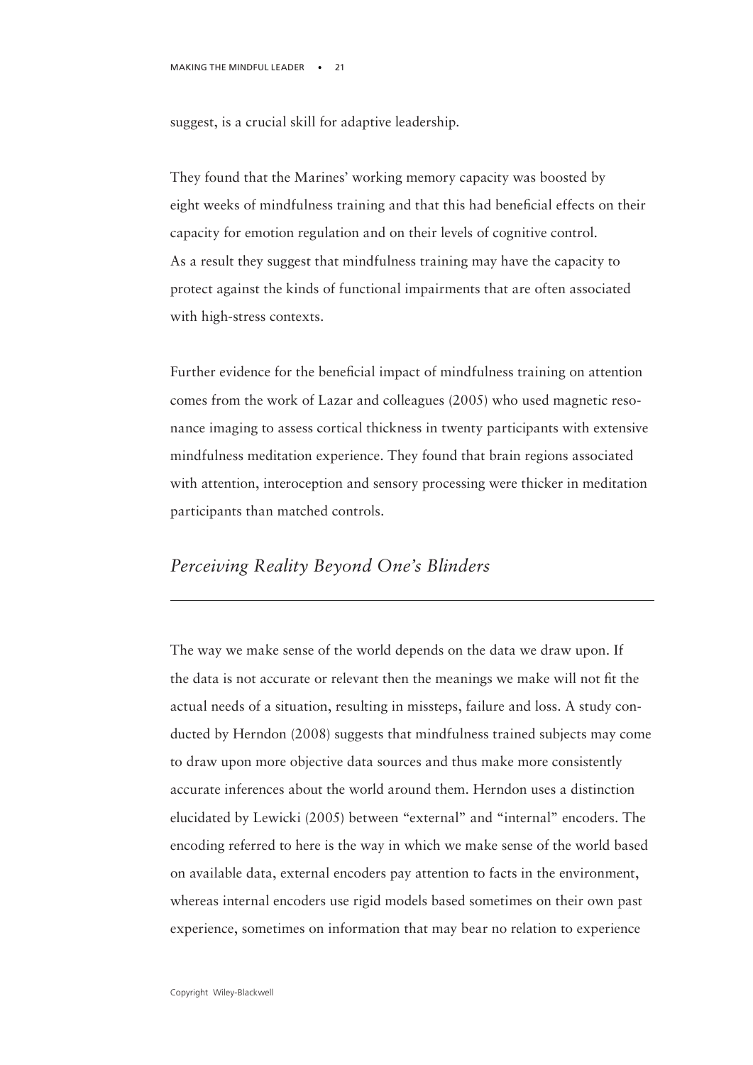suggest, is a crucial skill for adaptive leadership.

They found that the Marines' working memory capacity was boosted by eight weeks of mindfulness training and that this had beneficial effects on their capacity for emotion regulation and on their levels of cognitive control. As a result they suggest that mindfulness training may have the capacity to protect against the kinds of functional impairments that are often associated with high-stress contexts.

Further evidence for the beneficial impact of mindfulness training on attention comes from the work of Lazar and colleagues (2005) who used magnetic resonance imaging to assess cortical thickness in twenty participants with extensive mindfulness meditation experience. They found that brain regions associated with attention, interoception and sensory processing were thicker in meditation participants than matched controls.

## *Perceiving Reality Beyond One's Blinders*

The way we make sense of the world depends on the data we draw upon. If the data is not accurate or relevant then the meanings we make will not fit the actual needs of a situation, resulting in missteps, failure and loss. A study conducted by Herndon (2008) suggests that mindfulness trained subjects may come to draw upon more objective data sources and thus make more consistently accurate inferences about the world around them. Herndon uses a distinction elucidated by Lewicki (2005) between "external" and "internal" encoders. The encoding referred to here is the way in which we make sense of the world based on available data, external encoders pay attention to facts in the environment, whereas internal encoders use rigid models based sometimes on their own past experience, sometimes on information that may bear no relation to experience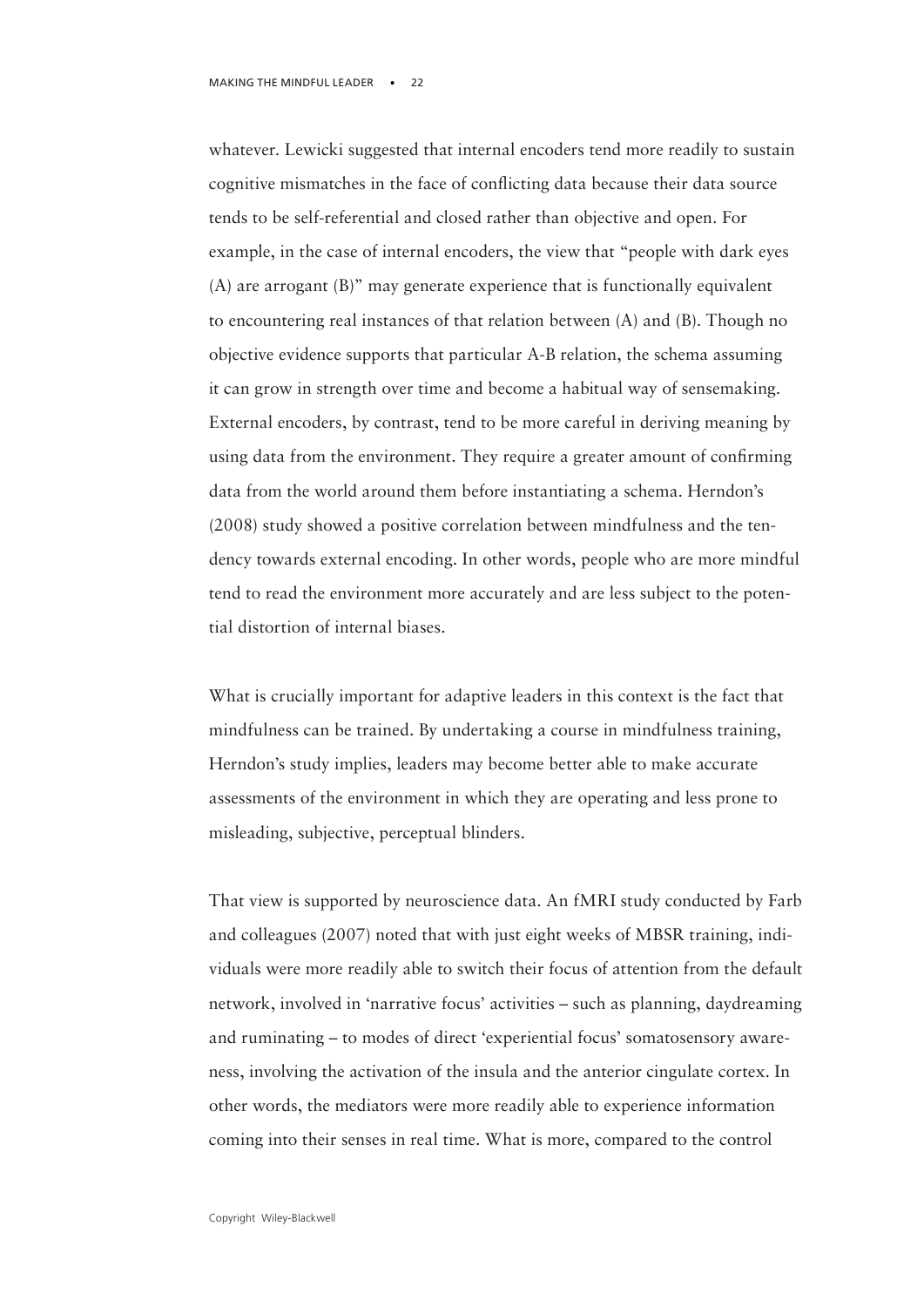whatever. Lewicki suggested that internal encoders tend more readily to sustain cognitive mismatches in the face of conflicting data because their data source tends to be self-referential and closed rather than objective and open. For example, in the case of internal encoders, the view that "people with dark eyes (A) are arrogant (B)" may generate experience that is functionally equivalent to encountering real instances of that relation between (A) and (B). Though no objective evidence supports that particular A-B relation, the schema assuming it can grow in strength over time and become a habitual way of sensemaking. External encoders, by contrast, tend to be more careful in deriving meaning by using data from the environment. They require a greater amount of confirming data from the world around them before instantiating a schema. Herndon's (2008) study showed a positive correlation between mindfulness and the tendency towards external encoding. In other words, people who are more mindful tend to read the environment more accurately and are less subject to the potential distortion of internal biases.

What is crucially important for adaptive leaders in this context is the fact that mindfulness can be trained. By undertaking a course in mindfulness training, Herndon's study implies, leaders may become better able to make accurate assessments of the environment in which they are operating and less prone to misleading, subjective, perceptual blinders.

That view is supported by neuroscience data. An fMRI study conducted by Farb and colleagues (2007) noted that with just eight weeks of MBSR training, individuals were more readily able to switch their focus of attention from the default network, involved in 'narrative focus' activities – such as planning, daydreaming and ruminating – to modes of direct 'experiential focus' somatosensory awareness, involving the activation of the insula and the anterior cingulate cortex. In other words, the mediators were more readily able to experience information coming into their senses in real time. What is more, compared to the control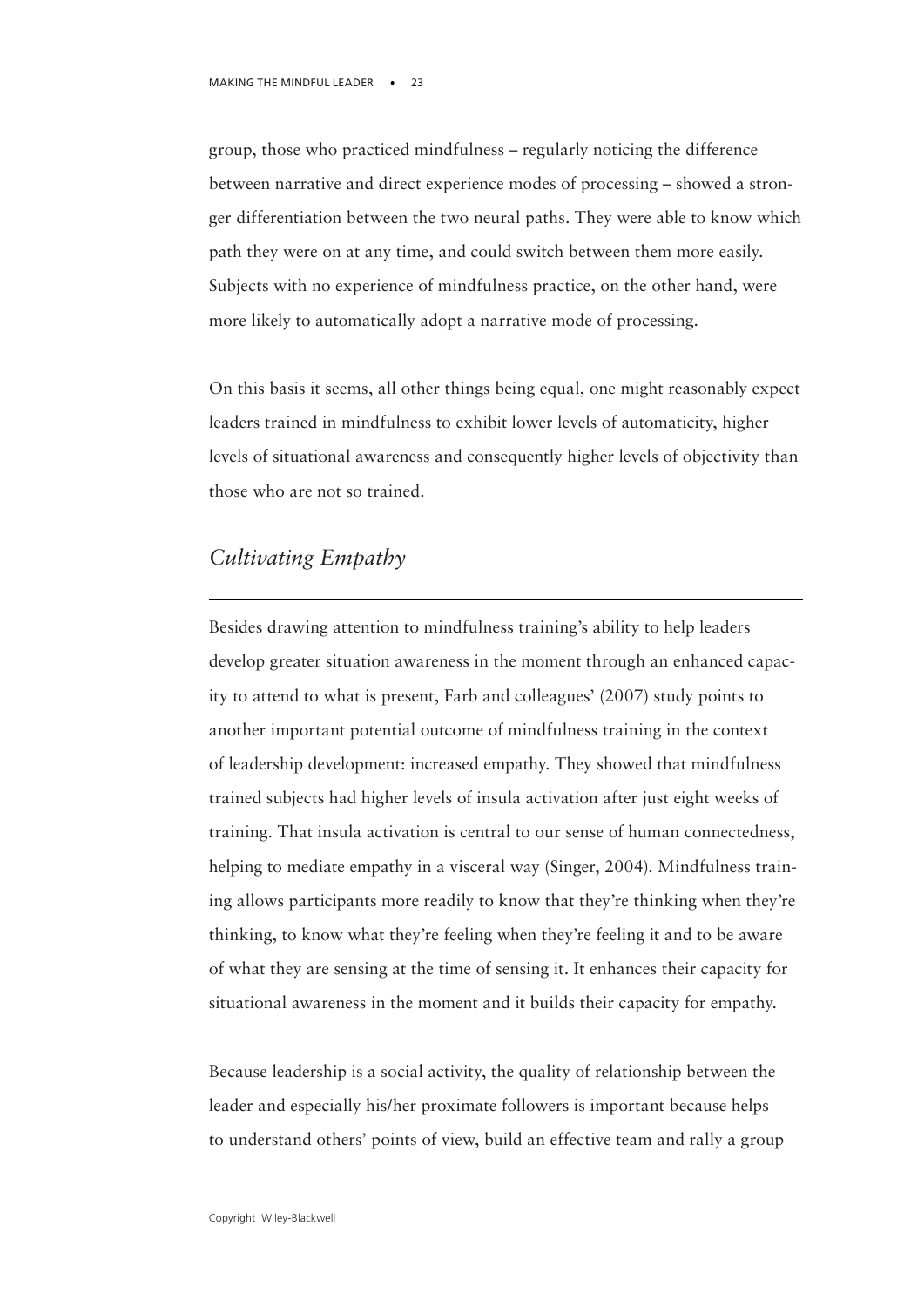group, those who practiced mindfulness – regularly noticing the difference between narrative and direct experience modes of processing – showed a stronger differentiation between the two neural paths. They were able to know which path they were on at any time, and could switch between them more easily. Subjects with no experience of mindfulness practice, on the other hand, were more likely to automatically adopt a narrative mode of processing.

On this basis it seems, all other things being equal, one might reasonably expect leaders trained in mindfulness to exhibit lower levels of automaticity, higher levels of situational awareness and consequently higher levels of objectivity than those who are not so trained.

## *Cultivating Empathy*

Besides drawing attention to mindfulness training's ability to help leaders develop greater situation awareness in the moment through an enhanced capacity to attend to what is present, Farb and colleagues' (2007) study points to another important potential outcome of mindfulness training in the context of leadership development: increased empathy. They showed that mindfulness trained subjects had higher levels of insula activation after just eight weeks of training. That insula activation is central to our sense of human connectedness, helping to mediate empathy in a visceral way (Singer, 2004). Mindfulness training allows participants more readily to know that they're thinking when they're thinking, to know what they're feeling when they're feeling it and to be aware of what they are sensing at the time of sensing it. It enhances their capacity for situational awareness in the moment and it builds their capacity for empathy.

Because leadership is a social activity, the quality of relationship between the leader and especially his/her proximate followers is important because helps to understand others' points of view, build an effective team and rally a group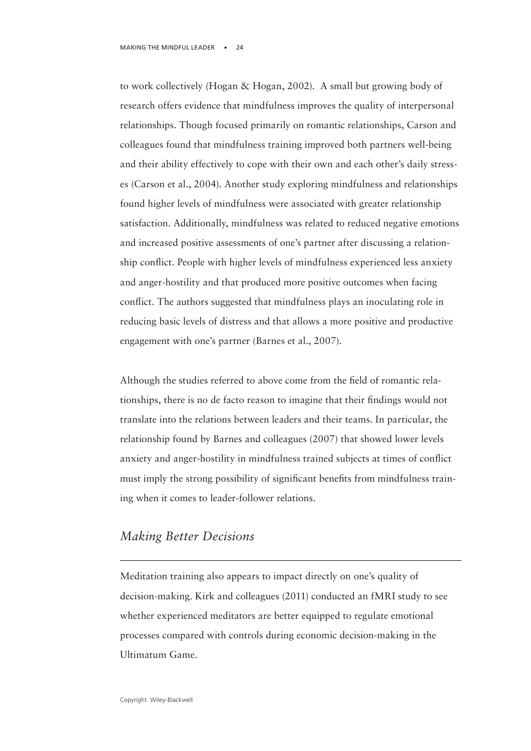to work collectively (Hogan & Hogan, 2002). A small but growing body of research offers evidence that mindfulness improves the quality of interpersonal relationships. Though focused primarily on romantic relationships, Carson and colleagues found that mindfulness training improved both partners well-being and their ability effectively to cope with their own and each other's daily stresses (Carson et al., 2004). Another study exploring mindfulness and relationships found higher levels of mindfulness were associated with greater relationship satisfaction. Additionally, mindfulness was related to reduced negative emotions and increased positive assessments of one's partner after discussing a relationship conflict. People with higher levels of mindfulness experienced less anxiety and anger-hostility and that produced more positive outcomes when facing conflict. The authors suggested that mindfulness plays an inoculating role in reducing basic levels of distress and that allows a more positive and productive engagement with one's partner (Barnes et al., 2007).

Although the studies referred to above come from the field of romantic relationships, there is no de facto reason to imagine that their findings would not translate into the relations between leaders and their teams. In particular, the relationship found by Barnes and colleagues (2007) that showed lower levels anxiety and anger-hostility in mindfulness trained subjects at times of conflict must imply the strong possibility of significant benefits from mindfulness training when it comes to leader-follower relations.

## *Making Better Decisions*

Meditation training also appears to impact directly on one's quality of decision-making. Kirk and colleagues (2011) conducted an fMRI study to see whether experienced meditators are better equipped to regulate emotional processes compared with controls during economic decision-making in the Ultimatum Game.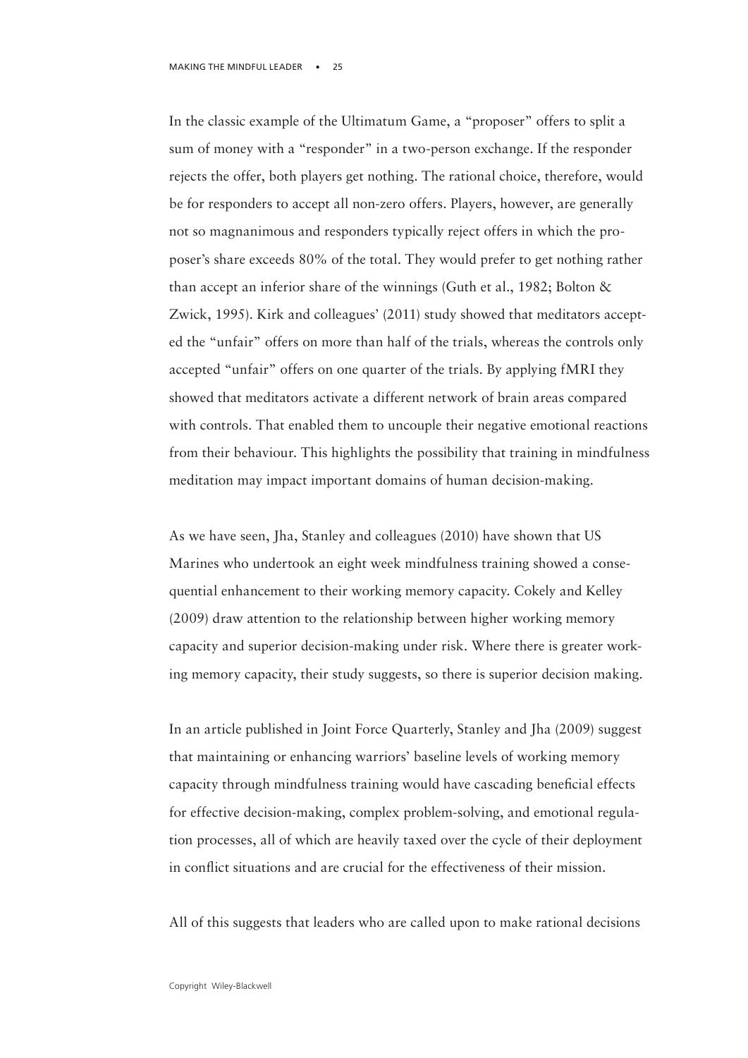In the classic example of the Ultimatum Game, a "proposer" offers to split a sum of money with a "responder" in a two-person exchange. If the responder rejects the offer, both players get nothing. The rational choice, therefore, would be for responders to accept all non-zero offers. Players, however, are generally not so magnanimous and responders typically reject offers in which the proposer's share exceeds 80% of the total. They would prefer to get nothing rather than accept an inferior share of the winnings (Guth et al., 1982; Bolton & Zwick, 1995). Kirk and colleagues' (2011) study showed that meditators accepted the "unfair" offers on more than half of the trials, whereas the controls only accepted "unfair" offers on one quarter of the trials. By applying fMRI they showed that meditators activate a different network of brain areas compared with controls. That enabled them to uncouple their negative emotional reactions from their behaviour. This highlights the possibility that training in mindfulness meditation may impact important domains of human decision-making.

As we have seen, Jha, Stanley and colleagues (2010) have shown that US Marines who undertook an eight week mindfulness training showed a consequential enhancement to their working memory capacity. Cokely and Kelley (2009) draw attention to the relationship between higher working memory capacity and superior decision-making under risk. Where there is greater working memory capacity, their study suggests, so there is superior decision making.

In an article published in Joint Force Quarterly, Stanley and Jha (2009) suggest that maintaining or enhancing warriors' baseline levels of working memory capacity through mindfulness training would have cascading beneficial effects for effective decision-making, complex problem-solving, and emotional regulation processes, all of which are heavily taxed over the cycle of their deployment in conflict situations and are crucial for the effectiveness of their mission.

All of this suggests that leaders who are called upon to make rational decisions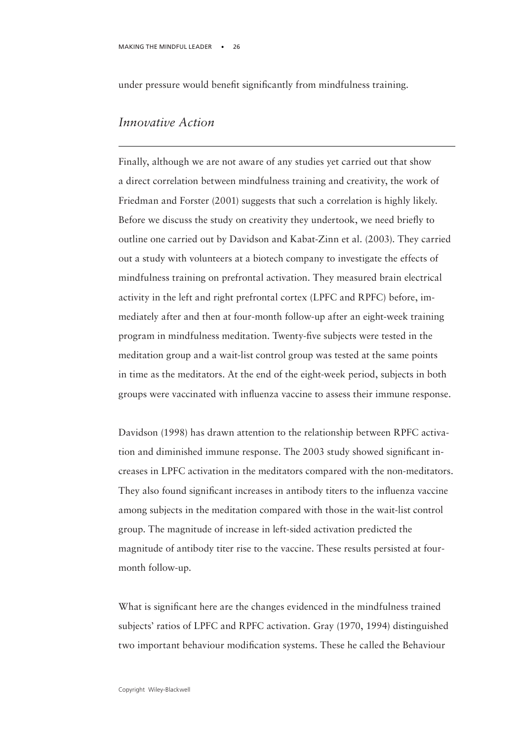under pressure would benefit significantly from mindfulness training.

## *Innovative Action*

Finally, although we are not aware of any studies yet carried out that show a direct correlation between mindfulness training and creativity, the work of Friedman and Forster (2001) suggests that such a correlation is highly likely. Before we discuss the study on creativity they undertook, we need briefly to outline one carried out by Davidson and Kabat-Zinn et al. (2003). They carried out a study with volunteers at a biotech company to investigate the effects of mindfulness training on prefrontal activation. They measured brain electrical activity in the left and right prefrontal cortex (LPFC and RPFC) before, immediately after and then at four-month follow-up after an eight-week training program in mindfulness meditation. Twenty-five subjects were tested in the meditation group and a wait-list control group was tested at the same points in time as the meditators. At the end of the eight-week period, subjects in both groups were vaccinated with influenza vaccine to assess their immune response.

Davidson (1998) has drawn attention to the relationship between RPFC activation and diminished immune response. The 2003 study showed significant increases in LPFC activation in the meditators compared with the non-meditators. They also found significant increases in antibody titers to the influenza vaccine among subjects in the meditation compared with those in the wait-list control group. The magnitude of increase in left-sided activation predicted the magnitude of antibody titer rise to the vaccine. These results persisted at four-month follow-up.

What is significant here are the changes evidenced in the mindfulness trained subjects' ratios of LPFC and RPFC activation. Gray (1970, 1994) distinguished two important behaviour modification systems. These he called the Behaviour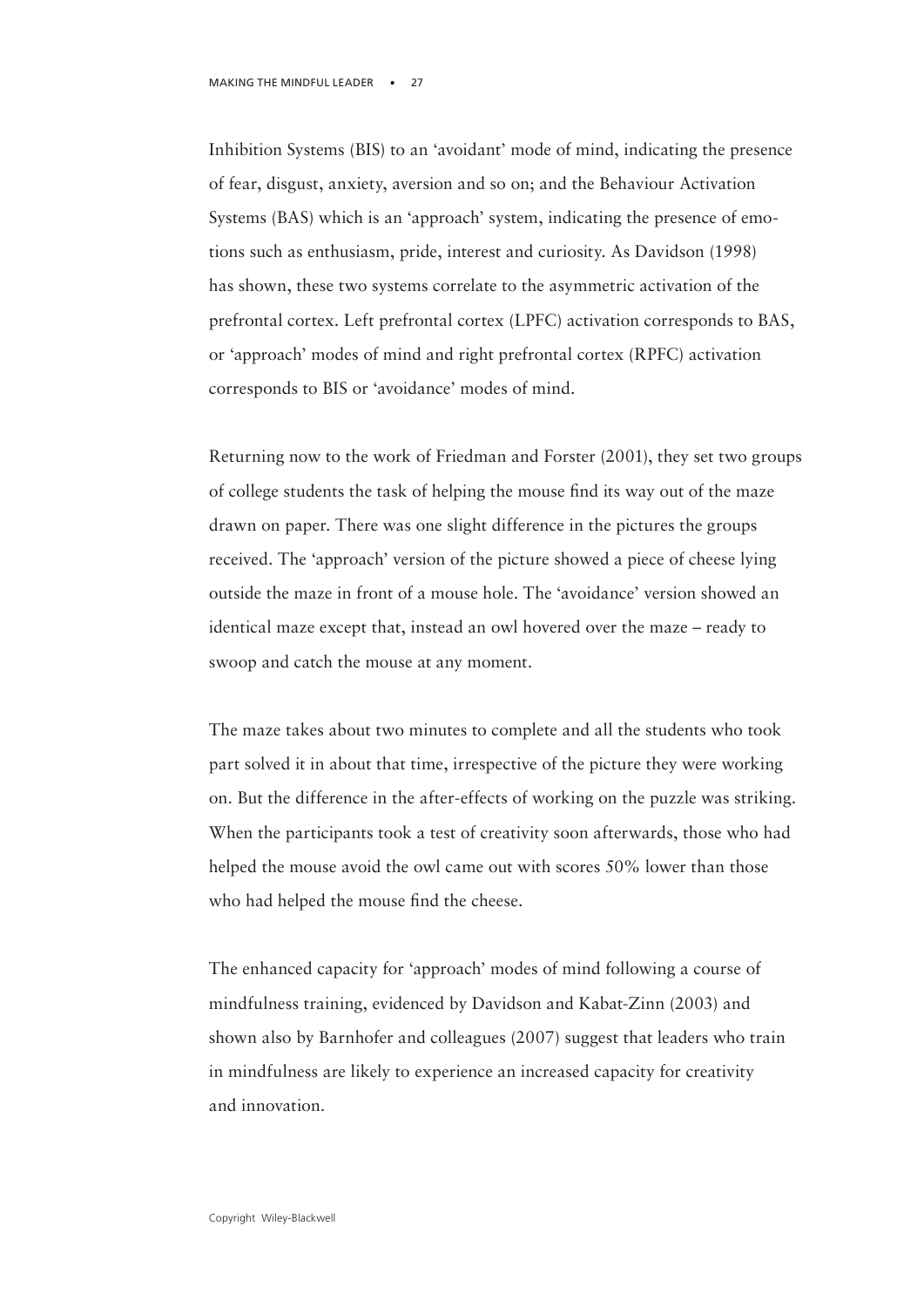Inhibition Systems (BIS) to an 'avoidant' mode of mind, indicating the presence of fear, disgust, anxiety, aversion and so on; and the Behaviour Activation Systems (BAS) which is an 'approach' system, indicating the presence of emotions such as enthusiasm, pride, interest and curiosity. As Davidson (1998) has shown, these two systems correlate to the asymmetric activation of the prefrontal cortex. Left prefrontal cortex (LPFC) activation corresponds to BAS, or 'approach' modes of mind and right prefrontal cortex (RPFC) activation corresponds to BIS or 'avoidance' modes of mind.

Returning now to the work of Friedman and Forster (2001), they set two groups of college students the task of helping the mouse find its way out of the maze drawn on paper. There was one slight difference in the pictures the groups received. The 'approach' version of the picture showed a piece of cheese lying outside the maze in front of a mouse hole. The 'avoidance' version showed an identical maze except that, instead an owl hovered over the maze – ready to swoop and catch the mouse at any moment.

The maze takes about two minutes to complete and all the students who took part solved it in about that time, irrespective of the picture they were working on. But the difference in the after-effects of working on the puzzle was striking. When the participants took a test of creativity soon afterwards, those who had helped the mouse avoid the owl came out with scores 50% lower than those who had helped the mouse find the cheese.

The enhanced capacity for 'approach' modes of mind following a course of mindfulness training, evidenced by Davidson and Kabat-Zinn (2003) and shown also by Barnhofer and colleagues (2007) suggest that leaders who train in mindfulness are likely to experience an increased capacity for creativity and innovation.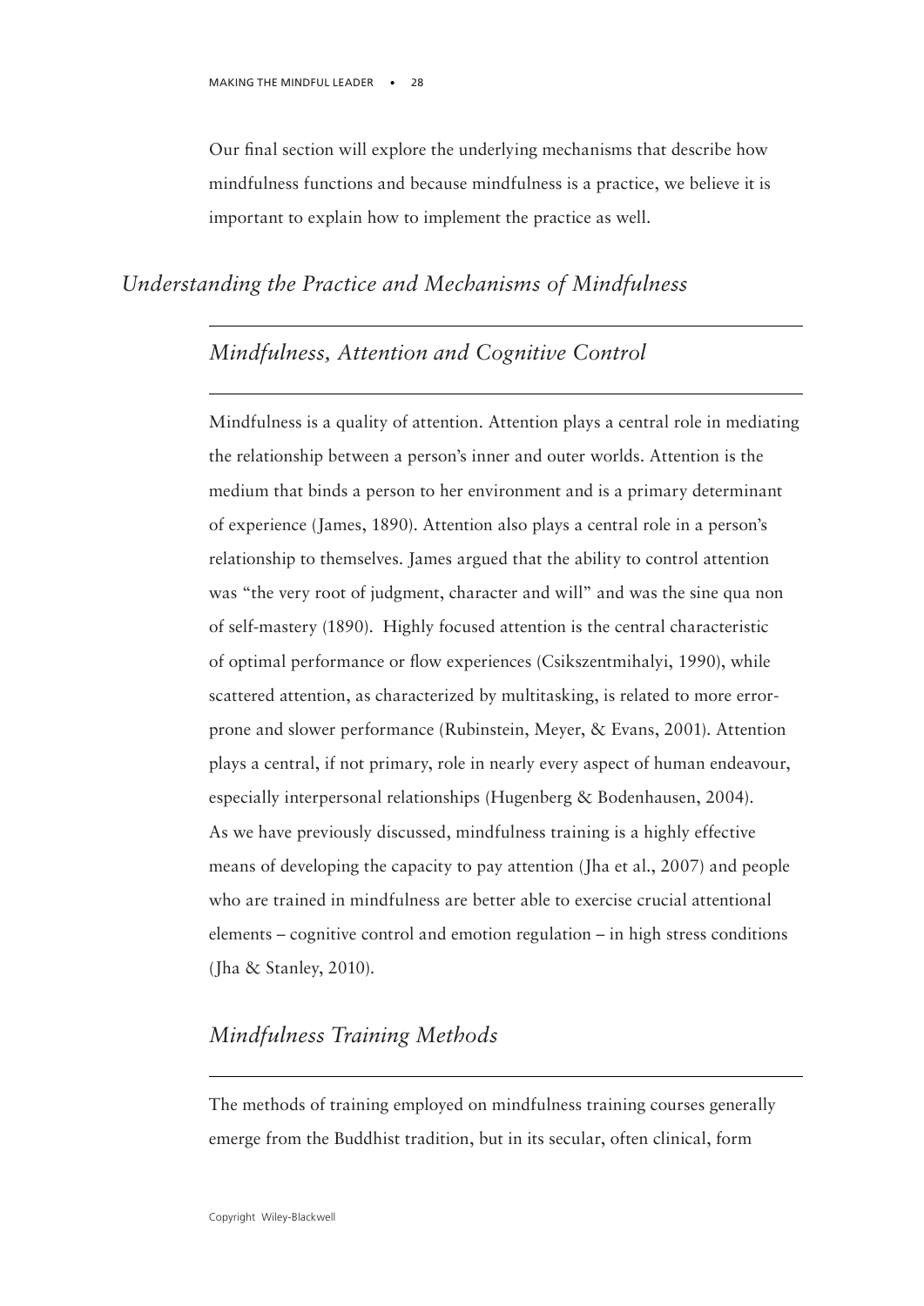Our final section will explore the underlying mechanisms that describe how mindfulness functions and because mindfulness is a practice, we believe it is important to explain how to implement the practice as well.

## *Understanding the Practice and Mechanisms of Mindfulness*

### *Mindfulness, Attention and Cognitive Control*

Mindfulness is a quality of attention. Attention plays a central role in mediating the relationship between a person's inner and outer worlds. Attention is the medium that binds a person to her environment and is a primary determinant of experience (James, 1890). Attention also plays a central role in a person's relationship to themselves. James argued that the ability to control attention was "the very root of judgment, character and will" and was the sine qua non of self-mastery (1890). Highly focused attention is the central characteristic of optimal performance or flow experiences (Csikszentmihalyi, 1990), while scattered attention, as characterized by multitasking, is related to more error-prone and slower performance (Rubinstein, Meyer, & Evans, 2001). Attention plays a central, if not primary, role in nearly every aspect of human endeavour, especially interpersonal relationships (Hugenberg & Bodenhausen, 2004). As we have previously discussed, mindfulness training is a highly effective means of developing the capacity to pay attention (Jha et al., 2007) and people who are trained in mindfulness are better able to exercise crucial attentional elements – cognitive control and emotion regulation – in high stress conditions (Jha & Stanley, 2010).

### *Mindfulness Training Methods*

The methods of training employed on mindfulness training courses generally emerge from the Buddhist tradition, but in its secular, often clinical, form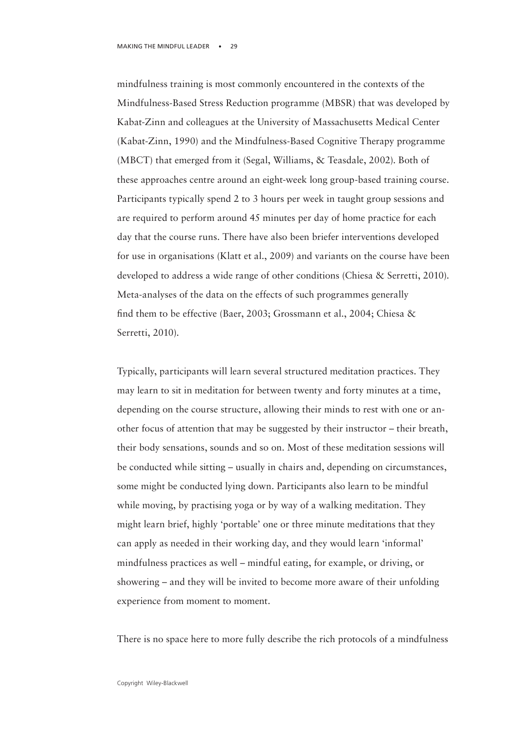mindfulness training is most commonly encountered in the contexts of the Mindfulness-Based Stress Reduction programme (MBSR) that was developed by Kabat-Zinn and colleagues at the University of Massachusetts Medical Center (Kabat-Zinn, 1990) and the Mindfulness-Based Cognitive Therapy programme (MBCT) that emerged from it (Segal, Williams, & Teasdale, 2002). Both of these approaches centre around an eight-week long group-based training course. Participants typically spend 2 to 3 hours per week in taught group sessions and are required to perform around 45 minutes per day of home practice for each day that the course runs. There have also been briefer interventions developed for use in organisations (Klatt et al., 2009) and variants on the course have been developed to address a wide range of other conditions (Chiesa & Serretti, 2010). Meta-analyses of the data on the effects of such programmes generally find them to be effective (Baer, 2003; Grossmann et al., 2004; Chiesa & Serretti, 2010).

Typically, participants will learn several structured meditation practices. They may learn to sit in meditation for between twenty and forty minutes at a time, depending on the course structure, allowing their minds to rest with one or another focus of attention that may be suggested by their instructor – their breath, their body sensations, sounds and so on. Most of these meditation sessions will be conducted while sitting – usually in chairs and, depending on circumstances, some might be conducted lying down. Participants also learn to be mindful while moving, by practising yoga or by way of a walking meditation. They might learn brief, highly 'portable' one or three minute meditations that they can apply as needed in their working day, and they would learn 'informal' mindfulness practices as well – mindful eating, for example, or driving, or showering – and they will be invited to become more aware of their unfolding experience from moment to moment.

There is no space here to more fully describe the rich protocols of a mindfulness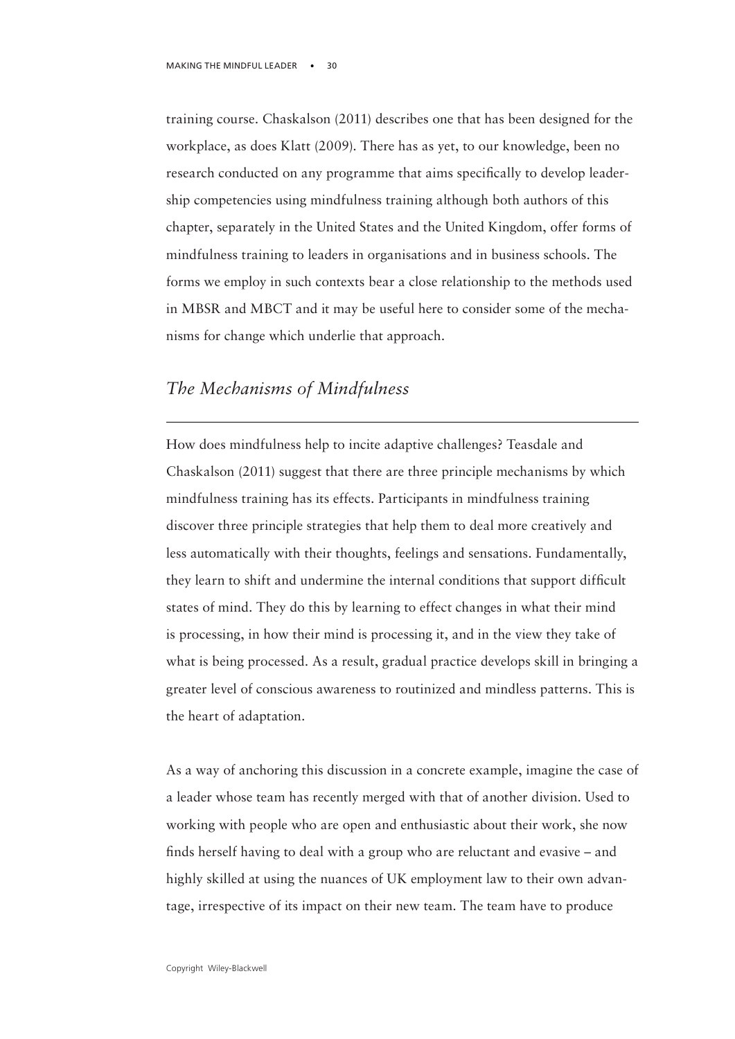training course. Chaskalson (2011) describes one that has been designed for the workplace, as does Klatt (2009). There has as yet, to our knowledge, been no research conducted on any programme that aims specifically to develop leadership competencies using mindfulness training although both authors of this chapter, separately in the United States and the United Kingdom, offer forms of mindfulness training to leaders in organisations and in business schools. The forms we employ in such contexts bear a close relationship to the methods used in MBSR and MBCT and it may be useful here to consider some of the mechanisms for change which underlie that approach.

## *The Mechanisms of Mindfulness*

How does mindfulness help to incite adaptive challenges? Teasdale and Chaskalson (2011) suggest that there are three principle mechanisms by which mindfulness training has its effects. Participants in mindfulness training discover three principle strategies that help them to deal more creatively and less automatically with their thoughts, feelings and sensations. Fundamentally, they learn to shift and undermine the internal conditions that support difficult states of mind. They do this by learning to effect changes in what their mind is processing, in how their mind is processing it, and in the view they take of what is being processed. As a result, gradual practice develops skill in bringing a greater level of conscious awareness to routinized and mindless patterns. This is the heart of adaptation.

As a way of anchoring this discussion in a concrete example, imagine the case of a leader whose team has recently merged with that of another division. Used to working with people who are open and enthusiastic about their work, she now finds herself having to deal with a group who are reluctant and evasive – and highly skilled at using the nuances of UK employment law to their own advantage, irrespective of its impact on their new team. The team have to produce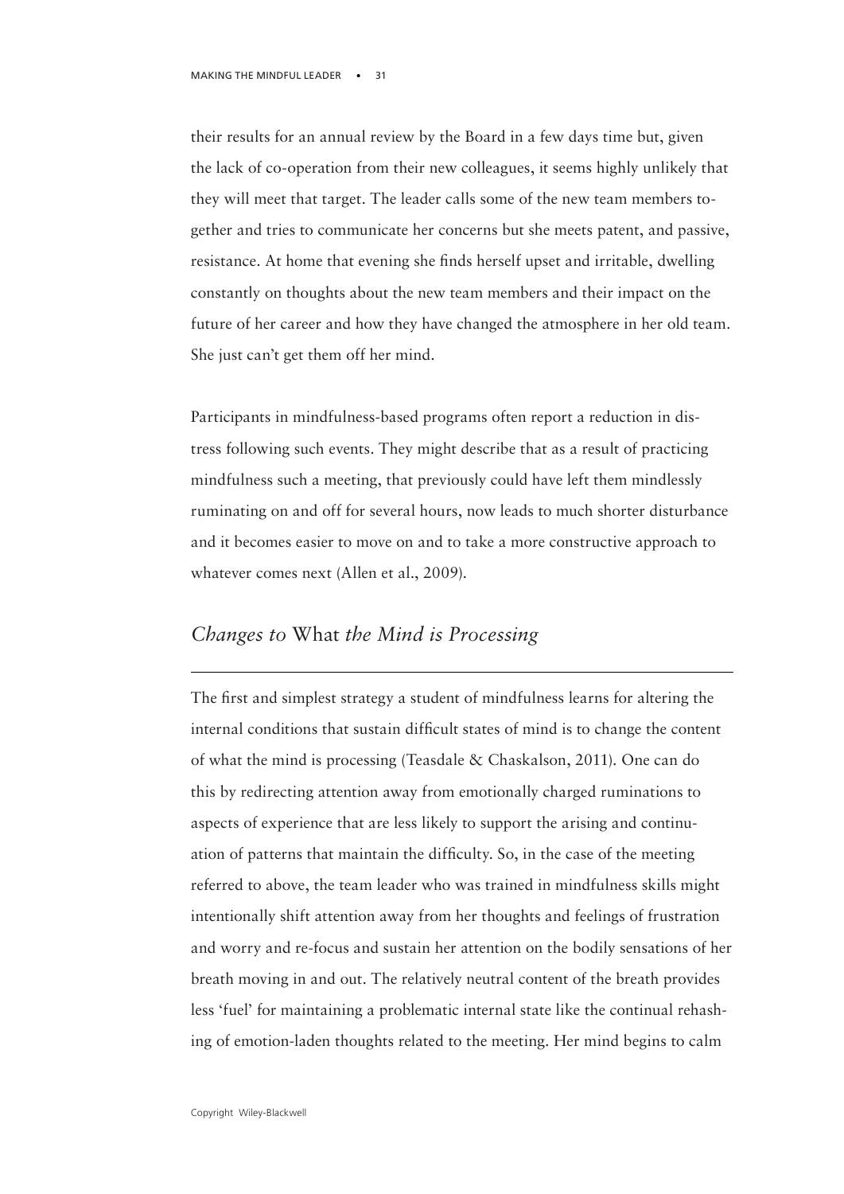their results for an annual review by the Board in a few days time but, given the lack of co-operation from their new colleagues, it seems highly unlikely that they will meet that target. The leader calls some of the new team members together and tries to communicate her concerns but she meets patent, and passive, resistance. At home that evening she finds herself upset and irritable, dwelling constantly on thoughts about the new team members and their impact on the future of her career and how they have changed the atmosphere in her old team. She just can't get them off her mind.

Participants in mindfulness-based programs often report a reduction in distress following such events. They might describe that as a result of practicing mindfulness such a meeting, that previously could have left them mindlessly ruminating on and off for several hours, now leads to much shorter disturbance and it becomes easier to move on and to take a more constructive approach to whatever comes next (Allen et al., 2009).

## *Changes to* What *the Mind is Processing*

The first and simplest strategy a student of mindfulness learns for altering the internal conditions that sustain difficult states of mind is to change the content of what the mind is processing (Teasdale & Chaskalson, 2011). One can do this by redirecting attention away from emotionally charged ruminations to aspects of experience that are less likely to support the arising and continuation of patterns that maintain the difficulty. So, in the case of the meeting referred to above, the team leader who was trained in mindfulness skills might intentionally shift attention away from her thoughts and feelings of frustration and worry and re-focus and sustain her attention on the bodily sensations of her breath moving in and out. The relatively neutral content of the breath provides less 'fuel' for maintaining a problematic internal state like the continual rehashing of emotion-laden thoughts related to the meeting. Her mind begins to calm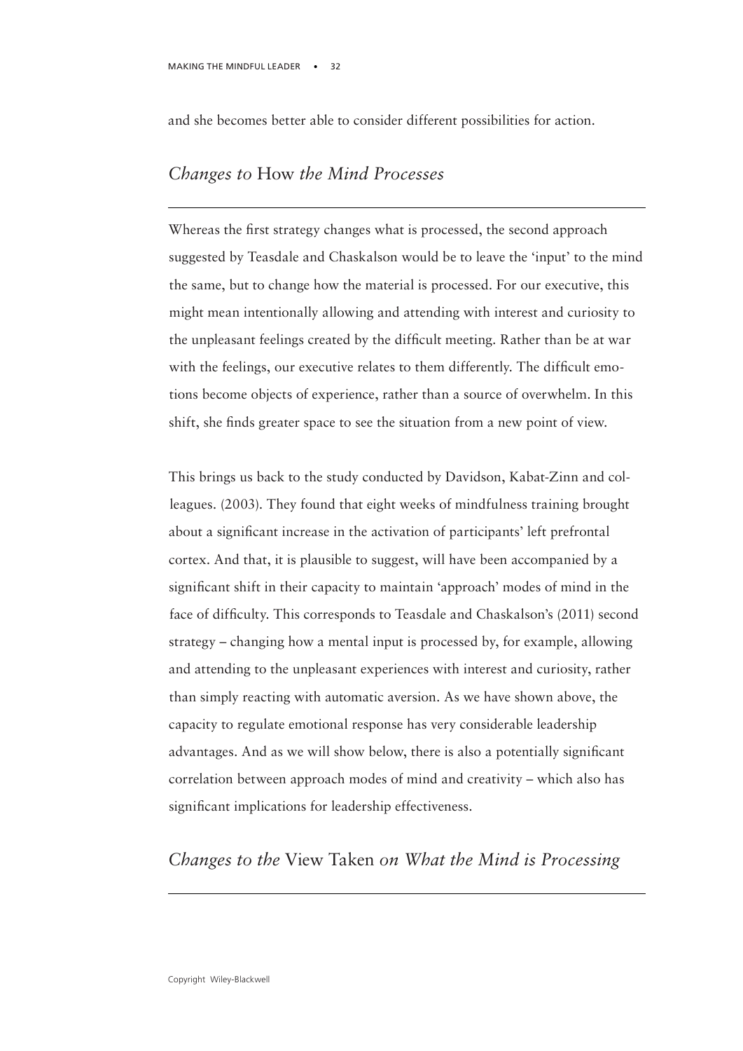and she becomes better able to consider different possibilities for action.

## *Changes to* How *the Mind Processes*

Whereas the first strategy changes what is processed, the second approach suggested by Teasdale and Chaskalson would be to leave the 'input' to the mind the same, but to change how the material is processed. For our executive, this might mean intentionally allowing and attending with interest and curiosity to the unpleasant feelings created by the difficult meeting. Rather than be at war with the feelings, our executive relates to them differently. The difficult emotions become objects of experience, rather than a source of overwhelm. In this shift, she finds greater space to see the situation from a new point of view.

This brings us back to the study conducted by Davidson, Kabat-Zinn and colleagues. (2003). They found that eight weeks of mindfulness training brought about a significant increase in the activation of participants' left prefrontal cortex. And that, it is plausible to suggest, will have been accompanied by a significant shift in their capacity to maintain 'approach' modes of mind in the face of difficulty. This corresponds to Teasdale and Chaskalson's (2011) second strategy – changing how a mental input is processed by, for example, allowing and attending to the unpleasant experiences with interest and curiosity, rather than simply reacting with automatic aversion. As we have shown above, the capacity to regulate emotional response has very considerable leadership advantages. And as we will show below, there is also a potentially significant correlation between approach modes of mind and creativity – which also has significant implications for leadership effectiveness.

## *Changes to the* View Taken *on What the Mind is Processing*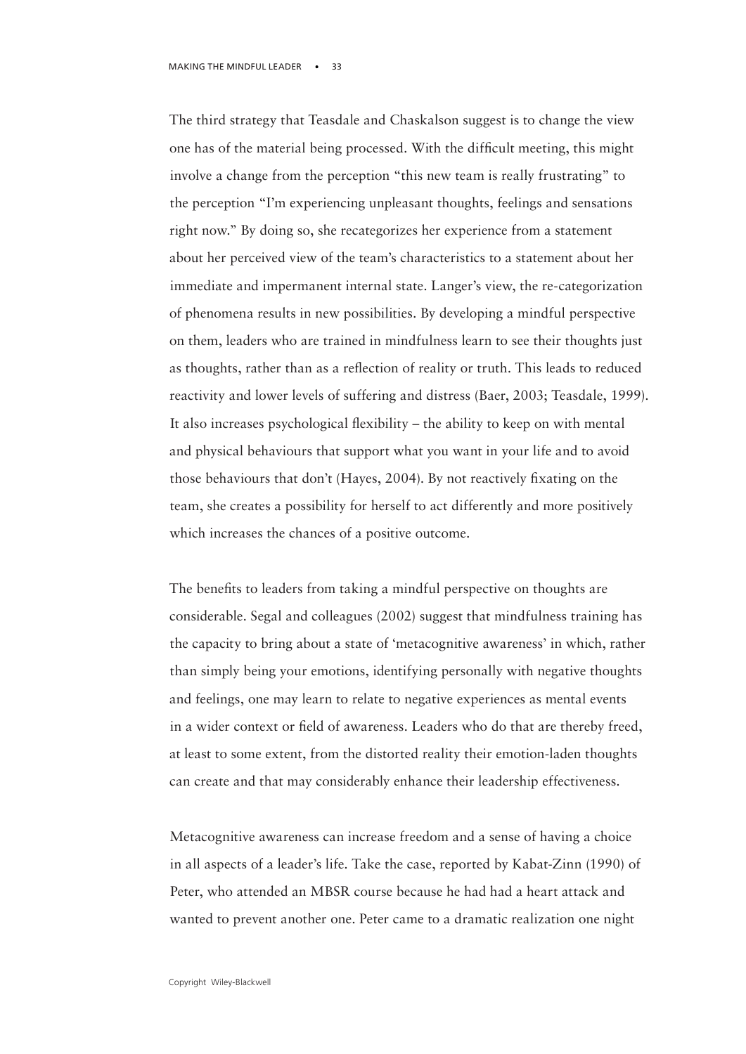The third strategy that Teasdale and Chaskalson suggest is to change the view one has of the material being processed. With the difficult meeting, this might involve a change from the perception "this new team is really frustrating" to the perception "I'm experiencing unpleasant thoughts, feelings and sensations right now." By doing so, she recategorizes her experience from a statement about her perceived view of the team's characteristics to a statement about her immediate and impermanent internal state. Langer's view, the re-categorization of phenomena results in new possibilities. By developing a mindful perspective on them, leaders who are trained in mindfulness learn to see their thoughts just as thoughts, rather than as a reflection of reality or truth. This leads to reduced reactivity and lower levels of suffering and distress (Baer, 2003; Teasdale, 1999). It also increases psychological flexibility – the ability to keep on with mental and physical behaviours that support what you want in your life and to avoid those behaviours that don't (Hayes, 2004). By not reactively fixating on the team, she creates a possibility for herself to act differently and more positively which increases the chances of a positive outcome.

The benefits to leaders from taking a mindful perspective on thoughts are considerable. Segal and colleagues (2002) suggest that mindfulness training has the capacity to bring about a state of 'metacognitive awareness' in which, rather than simply being your emotions, identifying personally with negative thoughts and feelings, one may learn to relate to negative experiences as mental events in a wider context or field of awareness. Leaders who do that are thereby freed, at least to some extent, from the distorted reality their emotion-laden thoughts can create and that may considerably enhance their leadership effectiveness.

Metacognitive awareness can increase freedom and a sense of having a choice in all aspects of a leader's life. Take the case, reported by Kabat-Zinn (1990) of Peter, who attended an MBSR course because he had had a heart attack and wanted to prevent another one. Peter came to a dramatic realization one night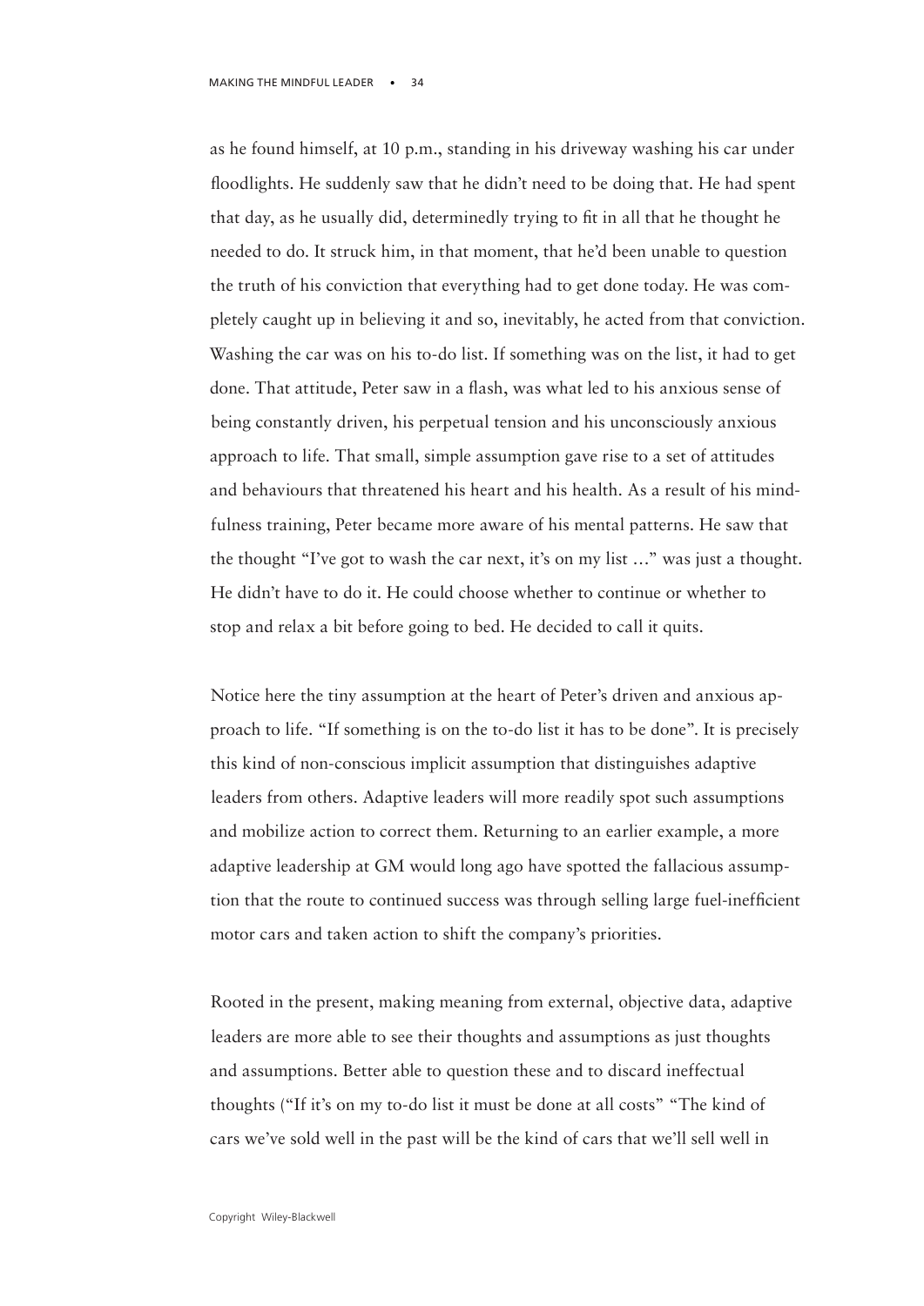as he found himself, at 10 p.m., standing in his driveway washing his car under floodlights. He suddenly saw that he didn't need to be doing that. He had spent that day, as he usually did, determinedly trying to fit in all that he thought he needed to do. It struck him, in that moment, that he'd been unable to question the truth of his conviction that everything had to get done today. He was completely caught up in believing it and so, inevitably, he acted from that conviction. Washing the car was on his to-do list. If something was on the list, it had to get done. That attitude, Peter saw in a flash, was what led to his anxious sense of being constantly driven, his perpetual tension and his unconsciously anxious approach to life. That small, simple assumption gave rise to a set of attitudes and behaviours that threatened his heart and his health. As a result of his mindfulness training, Peter became more aware of his mental patterns. He saw that the thought "I've got to wash the car next, it's on my list …" was just a thought. He didn't have to do it. He could choose whether to continue or whether to stop and relax a bit before going to bed. He decided to call it quits.

Notice here the tiny assumption at the heart of Peter's driven and anxious approach to life. "If something is on the to-do list it has to be done". It is precisely this kind of non-conscious implicit assumption that distinguishes adaptive leaders from others. Adaptive leaders will more readily spot such assumptions and mobilize action to correct them. Returning to an earlier example, a more adaptive leadership at GM would long ago have spotted the fallacious assumption that the route to continued success was through selling large fuel-inefficient motor cars and taken action to shift the company's priorities.

Rooted in the present, making meaning from external, objective data, adaptive leaders are more able to see their thoughts and assumptions as just thoughts and assumptions. Better able to question these and to discard ineffectual thoughts ("If it's on my to-do list it must be done at all costs" "The kind of cars we've sold well in the past will be the kind of cars that we'll sell well in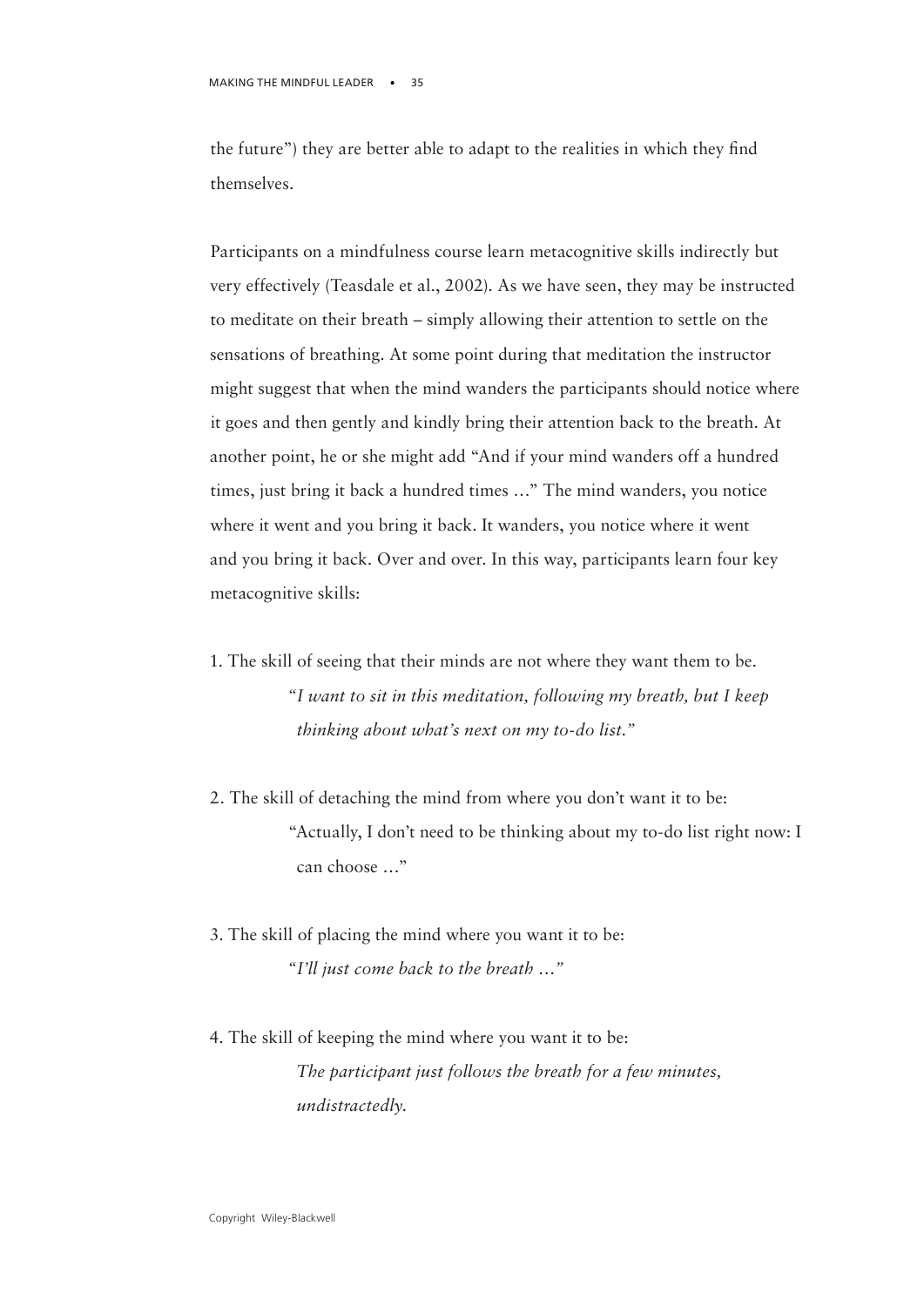the future") they are better able to adapt to the realities in which they find themselves.

Participants on a mindfulness course learn metacognitive skills indirectly but very effectively (Teasdale et al., 2002). As we have seen, they may be instructed to meditate on their breath – simply allowing their attention to settle on the sensations of breathing. At some point during that meditation the instructor might suggest that when the mind wanders the participants should notice where it goes and then gently and kindly bring their attention back to the breath. At another point, he or she might add "And if your mind wanders off a hundred times, just bring it back a hundred times …" The mind wanders, you notice where it went and you bring it back. It wanders, you notice where it went and you bring it back. Over and over. In this way, participants learn four key metacognitive skills:

1. The skill of seeing that their minds are not where they want them to be.
   *"I want to sit in this meditation, following my breath, but I keep thinking about what's next on my to-do list."*

2. The skill of detaching the mind from where you don't want it to be:
   "Actually, I don't need to be thinking about my to-do list right now: I can choose …"

3. The skill of placing the mind where you want it to be:
   *"I'll just come back to the breath …"*

4. The skill of keeping the mind where you want it to be:
   *The participant just follows the breath for a few minutes, undistractedly.*

Copyright Wiley-Blackwell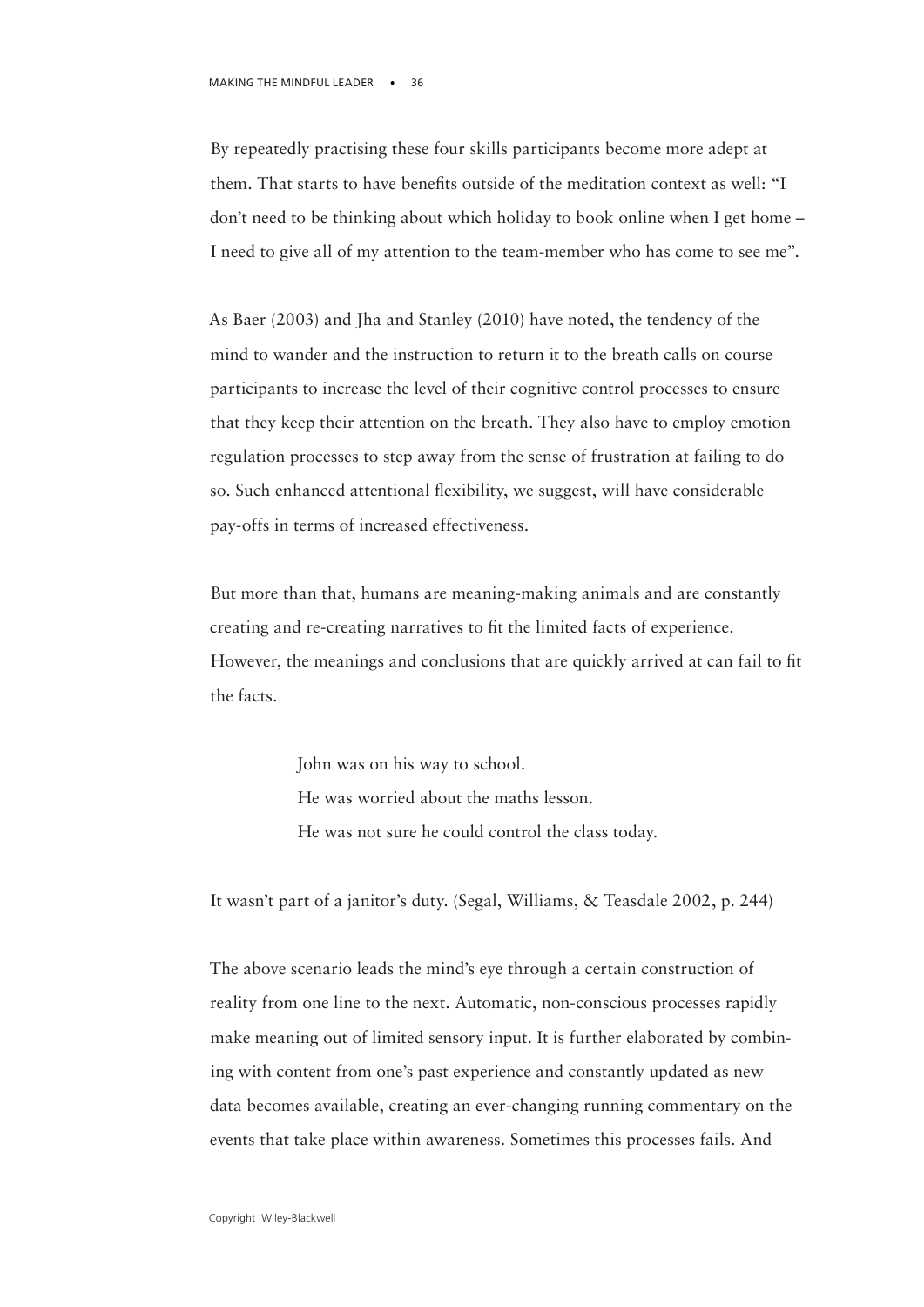By repeatedly practising these four skills participants become more adept at them. That starts to have benefits outside of the meditation context as well: "I don't need to be thinking about which holiday to book online when I get home – I need to give all of my attention to the team-member who has come to see me".

As Baer (2003) and Jha and Stanley (2010) have noted, the tendency of the mind to wander and the instruction to return it to the breath calls on course participants to increase the level of their cognitive control processes to ensure that they keep their attention on the breath. They also have to employ emotion regulation processes to step away from the sense of frustration at failing to do so. Such enhanced attentional flexibility, we suggest, will have considerable pay-offs in terms of increased effectiveness.

But more than that, humans are meaning-making animals and are constantly creating and re-creating narratives to fit the limited facts of experience. However, the meanings and conclusions that are quickly arrived at can fail to fit the facts.

> John was on his way to school.
> He was worried about the maths lesson.
> He was not sure he could control the class today.

It wasn't part of a janitor's duty. (Segal, Williams, & Teasdale 2002, p. 244)

The above scenario leads the mind's eye through a certain construction of reality from one line to the next. Automatic, non-conscious processes rapidly make meaning out of limited sensory input. It is further elaborated by combining with content from one's past experience and constantly updated as new data becomes available, creating an ever-changing running commentary on the events that take place within awareness. Sometimes this processes fails. And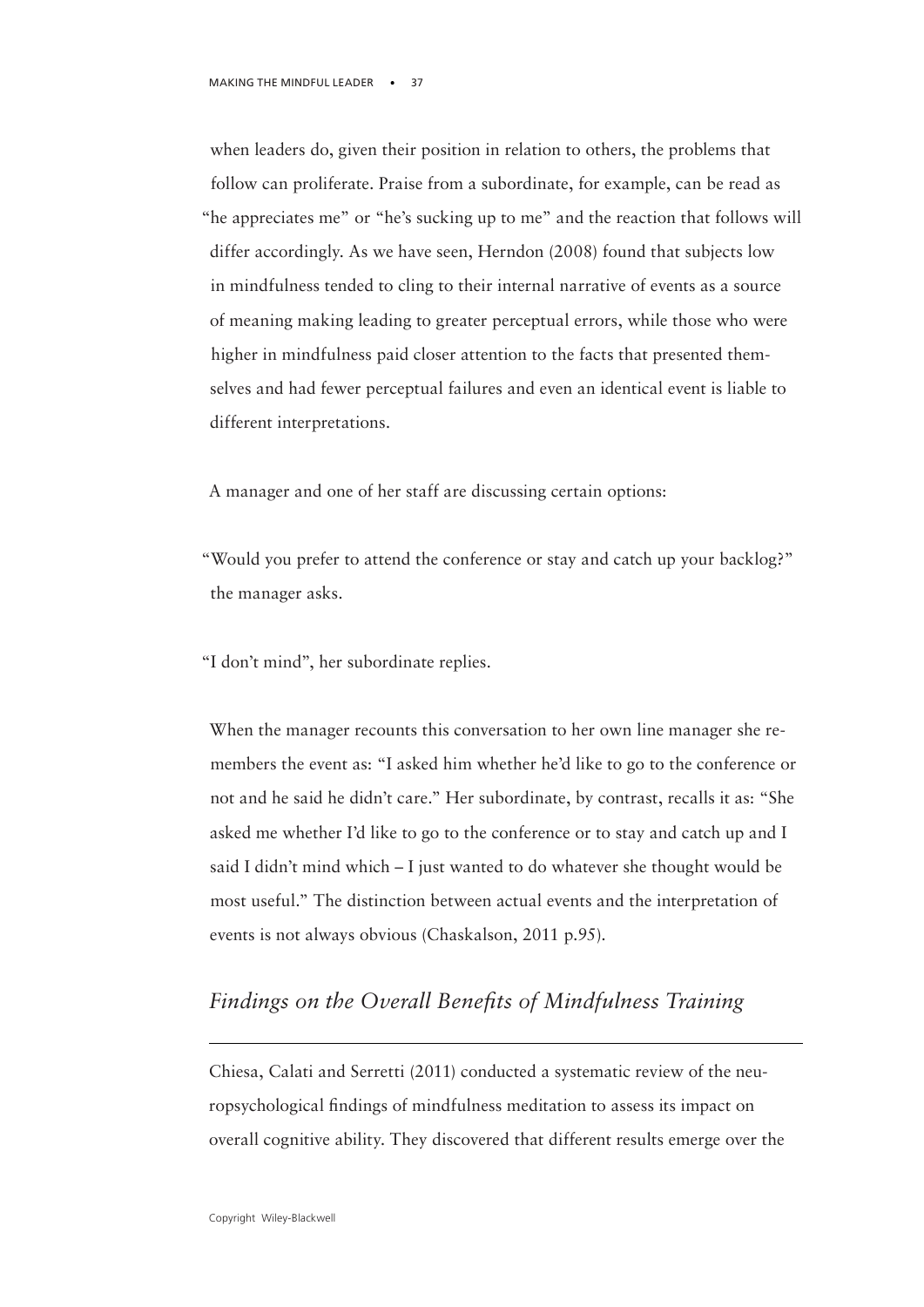when leaders do, given their position in relation to others, the problems that follow can proliferate. Praise from a subordinate, for example, can be read as "he appreciates me" or "he's sucking up to me" and the reaction that follows will differ accordingly. As we have seen, Herndon (2008) found that subjects low in mindfulness tended to cling to their internal narrative of events as a source of meaning making leading to greater perceptual errors, while those who were higher in mindfulness paid closer attention to the facts that presented themselves and had fewer perceptual failures and even an identical event is liable to different interpretations.

A manager and one of her staff are discussing certain options:

"Would you prefer to attend the conference or stay and catch up your backlog?" the manager asks.

"I don't mind", her subordinate replies.

When the manager recounts this conversation to her own line manager she remembers the event as: "I asked him whether he'd like to go to the conference or not and he said he didn't care." Her subordinate, by contrast, recalls it as: "She asked me whether I'd like to go to the conference or to stay and catch up and I said I didn't mind which – I just wanted to do whatever she thought would be most useful." The distinction between actual events and the interpretation of events is not always obvious (Chaskalson, 2011 p.95).

## *Findings on the Overall Benefits of Mindfulness Training*

Chiesa, Calati and Serretti (2011) conducted a systematic review of the neuropsychological findings of mindfulness meditation to assess its impact on overall cognitive ability. They discovered that different results emerge over the

Copyright Wiley-Blackwell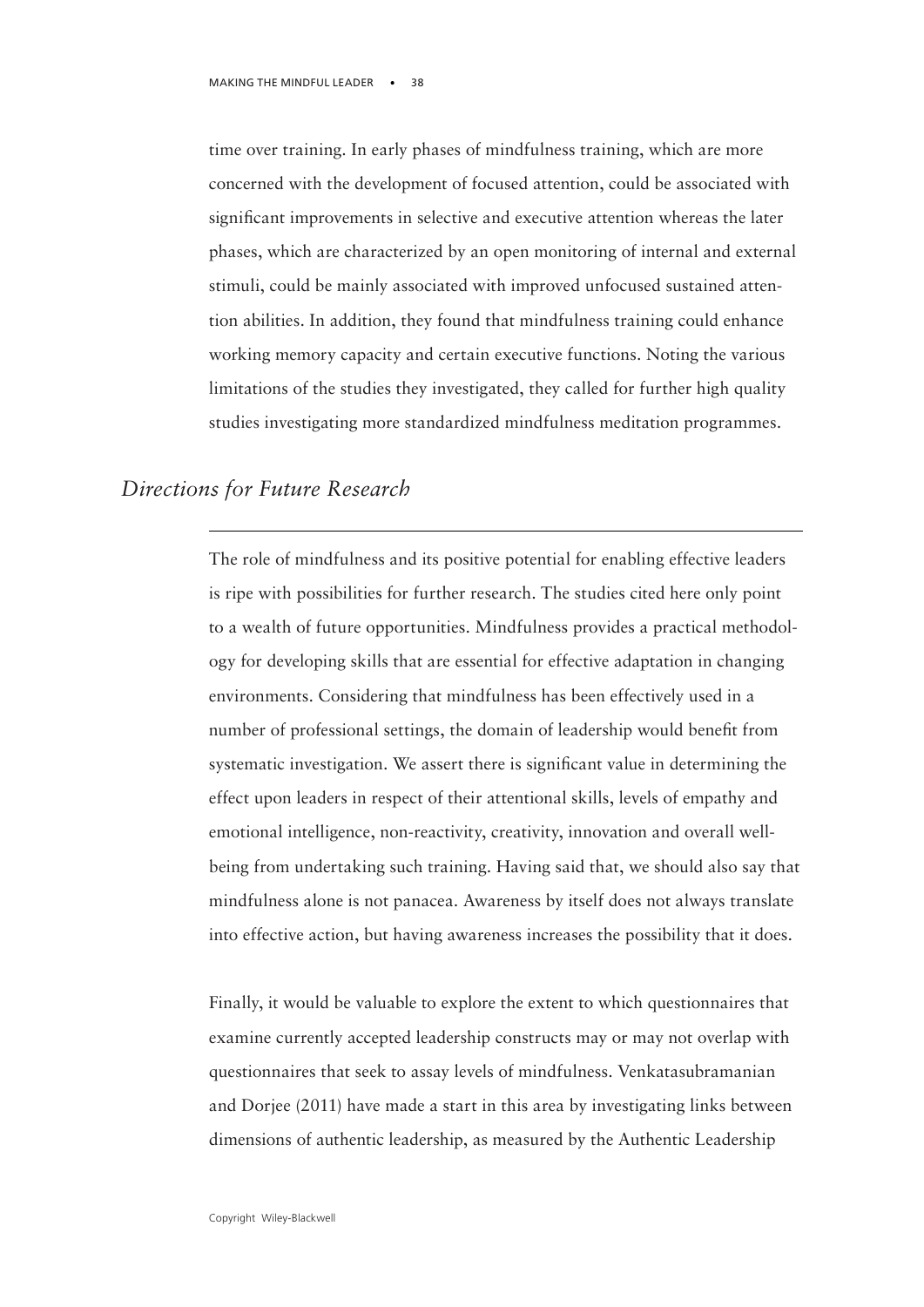time over training. In early phases of mindfulness training, which are more concerned with the development of focused attention, could be associated with significant improvements in selective and executive attention whereas the later phases, which are characterized by an open monitoring of internal and external stimuli, could be mainly associated with improved unfocused sustained attention abilities. In addition, they found that mindfulness training could enhance working memory capacity and certain executive functions. Noting the various limitations of the studies they investigated, they called for further high quality studies investigating more standardized mindfulness meditation programmes.

## *Directions for Future Research*

The role of mindfulness and its positive potential for enabling effective leaders is ripe with possibilities for further research. The studies cited here only point to a wealth of future opportunities. Mindfulness provides a practical methodology for developing skills that are essential for effective adaptation in changing environments. Considering that mindfulness has been effectively used in a number of professional settings, the domain of leadership would benefit from systematic investigation. We assert there is significant value in determining the effect upon leaders in respect of their attentional skills, levels of empathy and emotional intelligence, non-reactivity, creativity, innovation and overall well-being from undertaking such training. Having said that, we should also say that mindfulness alone is not panacea. Awareness by itself does not always translate into effective action, but having awareness increases the possibility that it does.

Finally, it would be valuable to explore the extent to which questionnaires that examine currently accepted leadership constructs may or may not overlap with questionnaires that seek to assay levels of mindfulness. Venkatasubramanian and Dorjee (2011) have made a start in this area by investigating links between dimensions of authentic leadership, as measured by the Authentic Leadership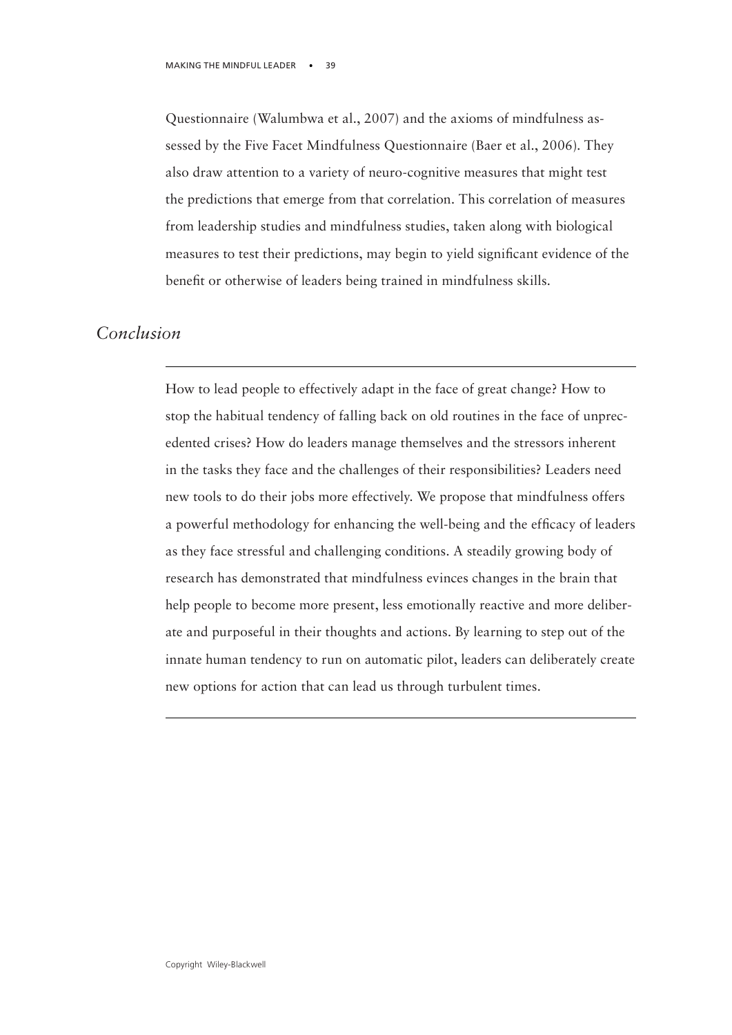Questionnaire (Walumbwa et al., 2007) and the axioms of mindfulness assessed by the Five Facet Mindfulness Questionnaire (Baer et al., 2006). They also draw attention to a variety of neuro-cognitive measures that might test the predictions that emerge from that correlation. This correlation of measures from leadership studies and mindfulness studies, taken along with biological measures to test their predictions, may begin to yield significant evidence of the benefit or otherwise of leaders being trained in mindfulness skills.

## *Conclusion*

How to lead people to effectively adapt in the face of great change? How to stop the habitual tendency of falling back on old routines in the face of unprecedented crises? How do leaders manage themselves and the stressors inherent in the tasks they face and the challenges of their responsibilities? Leaders need new tools to do their jobs more effectively. We propose that mindfulness offers a powerful methodology for enhancing the well-being and the efficacy of leaders as they face stressful and challenging conditions. A steadily growing body of research has demonstrated that mindfulness evinces changes in the brain that help people to become more present, less emotionally reactive and more deliberate and purposeful in their thoughts and actions. By learning to step out of the innate human tendency to run on automatic pilot, leaders can deliberately create new options for action that can lead us through turbulent times.

Copyright Wiley-Blackwell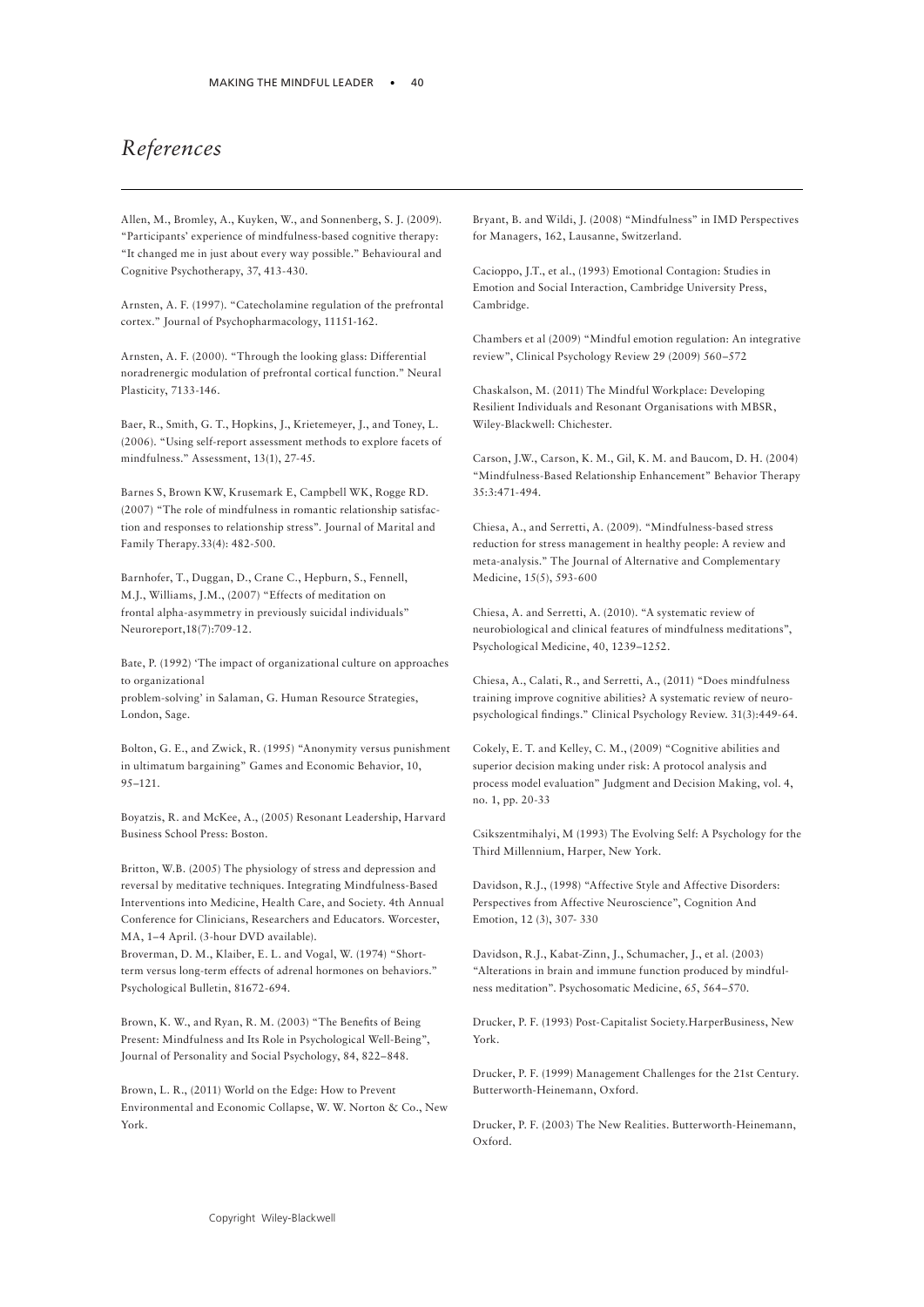# *References*

Allen, M., Bromley, A., Kuyken, W., and Sonnenberg, S. J. (2009). "Participants' experience of mindfulness-based cognitive therapy: "It changed me in just about every way possible." Behavioural and Cognitive Psychotherapy, 37, 413-430.

Arnsten, A. F. (1997). "Catecholamine regulation of the prefrontal cortex." Journal of Psychopharmacology, 11151-162.

Arnsten, A. F. (2000). "Through the looking glass: Differential noradrenergic modulation of prefrontal cortical function." Neural Plasticity, 7133-146.

Baer, R., Smith, G. T., Hopkins, J., Krietemeyer, J., and Toney, L. (2006). "Using self-report assessment methods to explore facets of mindfulness." Assessment, 13(1), 27-45.

Barnes S, Brown KW, Krusemark E, Campbell WK, Rogge RD. (2007) "The role of mindfulness in romantic relationship satisfaction and responses to relationship stress". Journal of Marital and Family Therapy.33(4): 482-500.

Barnhofer, T., Duggan, D., Crane C., Hepburn, S., Fennell, M.J., Williams, J.M., (2007) "Effects of meditation on frontal alpha-asymmetry in previously suicidal individuals" Neuroreport,18(7):709-12.

Bate, P. (1992) 'The impact of organizational culture on approaches to organizational
problem-solving' in Salaman, G. Human Resource Strategies, London, Sage.

Bolton, G. E., and Zwick, R. (1995) "Anonymity versus punishment in ultimatum bargaining" Games and Economic Behavior, 10, 95–121.

Boyatzis, R. and McKee, A., (2005) Resonant Leadership, Harvard Business School Press: Boston.

Britton, W.B. (2005) The physiology of stress and depression and reversal by meditative techniques. Integrating Mindfulness-Based Interventions into Medicine, Health Care, and Society. 4th Annual Conference for Clinicians, Researchers and Educators. Worcester, MA, 1–4 April. (3-hour DVD available).

Broverman, D. M., Klaiber, E. L. and Vogal, W. (1974) "Short-term versus long-term effects of adrenal hormones on behaviors." Psychological Bulletin, 81672-694.

Brown, K. W., and Ryan, R. M. (2003) "The Benefits of Being Present: Mindfulness and Its Role in Psychological Well-Being", Journal of Personality and Social Psychology, 84, 822–848.

Brown, L. R., (2011) World on the Edge: How to Prevent Environmental and Economic Collapse, W. W. Norton & Co., New York.

Bryant, B. and Wildi, J. (2008) "Mindfulness" in IMD Perspectives for Managers, 162, Lausanne, Switzerland.

Cacioppo, J.T., et al., (1993) Emotional Contagion: Studies in Emotion and Social Interaction, Cambridge University Press, Cambridge.

Chambers et al (2009) "Mindful emotion regulation: An integrative review", Clinical Psychology Review 29 (2009) 560–572

Chaskalson, M. (2011) The Mindful Workplace: Developing Resilient Individuals and Resonant Organisations with MBSR, Wiley-Blackwell: Chichester.

Carson, J.W., Carson, K. M., Gil, K. M. and Baucom, D. H. (2004) "Mindfulness-Based Relationship Enhancement" Behavior Therapy 35:3:471-494.

Chiesa, A., and Serretti, A. (2009). "Mindfulness-based stress reduction for stress management in healthy people: A review and meta-analysis." The Journal of Alternative and Complementary Medicine, 15(5), 593-600

Chiesa, A. and Serretti, A. (2010). "A systematic review of neurobiological and clinical features of mindfulness meditations", Psychological Medicine, 40, 1239–1252.

Chiesa, A., Calati, R., and Serretti, A., (2011) "Does mindfulness training improve cognitive abilities? A systematic review of neuropsychological findings." Clinical Psychology Review. 31(3):449-64.

Cokely, E. T. and Kelley, C. M., (2009) "Cognitive abilities and superior decision making under risk: A protocol analysis and process model evaluation" Judgment and Decision Making, vol. 4, no. 1, pp. 20-33

Csikszentmihalyi, M (1993) The Evolving Self: A Psychology for the Third Millennium, Harper, New York.

Davidson, R.J., (1998) "Affective Style and Affective Disorders: Perspectives from Affective Neuroscience", Cognition And Emotion, 12 (3), 307- 330

Davidson, R.J., Kabat-Zinn, J., Schumacher, J., et al. (2003) "Alterations in brain and immune function produced by mindfulness meditation". Psychosomatic Medicine, 65, 564–570.

Drucker, P. F. (1993) Post-Capitalist Society.HarperBusiness, New York.

Drucker, P. F. (1999) Management Challenges for the 21st Century. Butterworth-Heinemann, Oxford.

Drucker, P. F. (2003) The New Realities. Butterworth-Heinemann, Oxford.

Copyright Wiley-Blackwell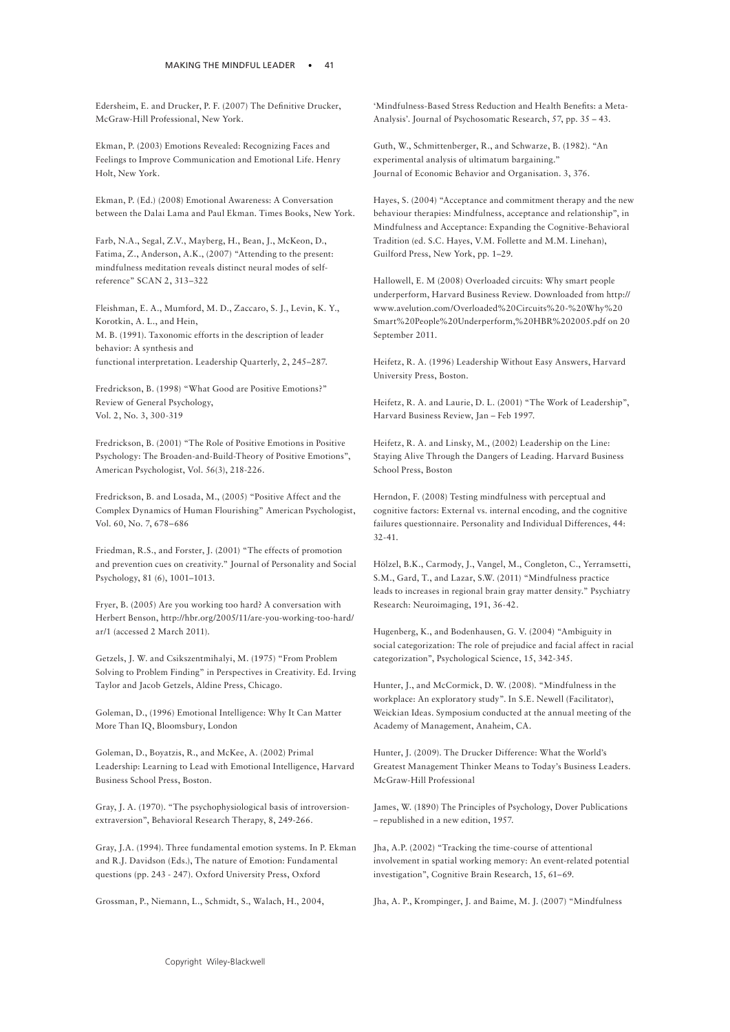Edersheim, E. and Drucker, P. F. (2007) The Definitive Drucker, McGraw-Hill Professional, New York.

Ekman, P. (2003) Emotions Revealed: Recognizing Faces and Feelings to Improve Communication and Emotional Life. Henry Holt, New York.

Ekman, P. (Ed.) (2008) Emotional Awareness: A Conversation between the Dalai Lama and Paul Ekman. Times Books, New York.

Farb, N.A., Segal, Z.V., Mayberg, H., Bean, J., McKeon, D., Fatima, Z., Anderson, A.K., (2007) "Attending to the present: mindfulness meditation reveals distinct neural modes of self-reference" SCAN 2, 313–322

Fleishman, E. A., Mumford, M. D., Zaccaro, S. J., Levin, K. Y., Korotkin, A. L., and Hein, M. B. (1991). Taxonomic efforts in the description of leader behavior: A synthesis and functional interpretation. Leadership Quarterly, 2, 245–287.

Fredrickson, B. (1998) "What Good are Positive Emotions?" Review of General Psychology, Vol. 2, No. 3, 300-319

Fredrickson, B. (2001) "The Role of Positive Emotions in Positive Psychology: The Broaden-and-Build-Theory of Positive Emotions", American Psychologist, Vol. 56(3), 218-226.

Fredrickson, B. and Losada, M., (2005) "Positive Affect and the Complex Dynamics of Human Flourishing" American Psychologist, Vol. 60, No. 7, 678–686

Friedman, R.S., and Forster, J. (2001) "The effects of promotion and prevention cues on creativity." Journal of Personality and Social Psychology, 81 (6), 1001–1013.

Fryer, B. (2005) Are you working too hard? A conversation with Herbert Benson, http://hbr.org/2005/11/are-you-working-too-hard/ar/1 (accessed 2 March 2011).

Getzels, J. W. and Csikszentmihalyi, M. (1975) "From Problem Solving to Problem Finding" in Perspectives in Creativity. Ed. Irving Taylor and Jacob Getzels, Aldine Press, Chicago.

Goleman, D., (1996) Emotional Intelligence: Why It Can Matter More Than IQ, Bloomsbury, London

Goleman, D., Boyatzis, R., and McKee, A. (2002) Primal Leadership: Learning to Lead with Emotional Intelligence, Harvard Business School Press, Boston.

Gray, J. A. (1970). "The psychophysiological basis of introversion-extraversion", Behavioral Research Therapy, 8, 249-266.

Gray, J.A. (1994). Three fundamental emotion systems. In P. Ekman and R.J. Davidson (Eds.), The nature of Emotion: Fundamental questions (pp. 243 - 247). Oxford University Press, Oxford

Grossman, P., Niemann, L., Schmidt, S., Walach, H., 2004, 'Mindfulness-Based Stress Reduction and Health Benefits: a Meta-Analysis'. Journal of Psychosomatic Research, 57, pp. 35 – 43.

Guth, W., Schmittenberger, R., and Schwarze, B. (1982). "An experimental analysis of ultimatum bargaining." Journal of Economic Behavior and Organisation. 3, 376.

Hayes, S. (2004) "Acceptance and commitment therapy and the new behaviour therapies: Mindfulness, acceptance and relationship", in Mindfulness and Acceptance: Expanding the Cognitive-Behavioral Tradition (ed. S.C. Hayes, V.M. Follette and M.M. Linehan), Guilford Press, New York, pp. 1–29.

Hallowell, E. M (2008) Overloaded circuits: Why smart people underperform, Harvard Business Review. Downloaded from http://www.avelution.com/Overloaded%20Circuits%20-%20Why%20Smart%20People%20Underperform,%20HBR%202005.pdf on 20 September 2011.

Heifetz, R. A. (1996) Leadership Without Easy Answers, Harvard University Press, Boston.

Heifetz, R. A. and Laurie, D. L. (2001) "The Work of Leadership", Harvard Business Review, Jan – Feb 1997.

Heifetz, R. A. and Linsky, M., (2002) Leadership on the Line: Staying Alive Through the Dangers of Leading. Harvard Business School Press, Boston

Herndon, F. (2008) Testing mindfulness with perceptual and cognitive factors: External vs. internal encoding, and the cognitive failures questionnaire. Personality and Individual Differences, 44: 32-41.

Hölzel, B.K., Carmody, J., Vangel, M., Congleton, C., Yerramsetti, S.M., Gard, T., and Lazar, S.W. (2011) "Mindfulness practice leads to increases in regional brain gray matter density." Psychiatry Research: Neuroimaging, 191, 36-42.

Hugenberg, K., and Bodenhausen, G. V. (2004) "Ambiguity in social categorization: The role of prejudice and facial affect in racial categorization", Psychological Science, 15, 342-345.

Hunter, J., and McCormick, D. W. (2008). "Mindfulness in the workplace: An exploratory study". In S.E. Newell (Facilitator), Weickian Ideas. Symposium conducted at the annual meeting of the Academy of Management, Anaheim, CA.

Hunter, J. (2009). The Drucker Difference: What the World's Greatest Management Thinker Means to Today's Business Leaders. McGraw-Hill Professional

James, W. (1890) The Principles of Psychology, Dover Publications – republished in a new edition, 1957.

Jha, A.P. (2002) "Tracking the time-course of attentional involvement in spatial working memory: An event-related potential investigation", Cognitive Brain Research, 15, 61–69.

Jha, A. P., Krompinger, J. and Baime, M. J. (2007) "Mindfulness

Copyright Wiley-Blackwell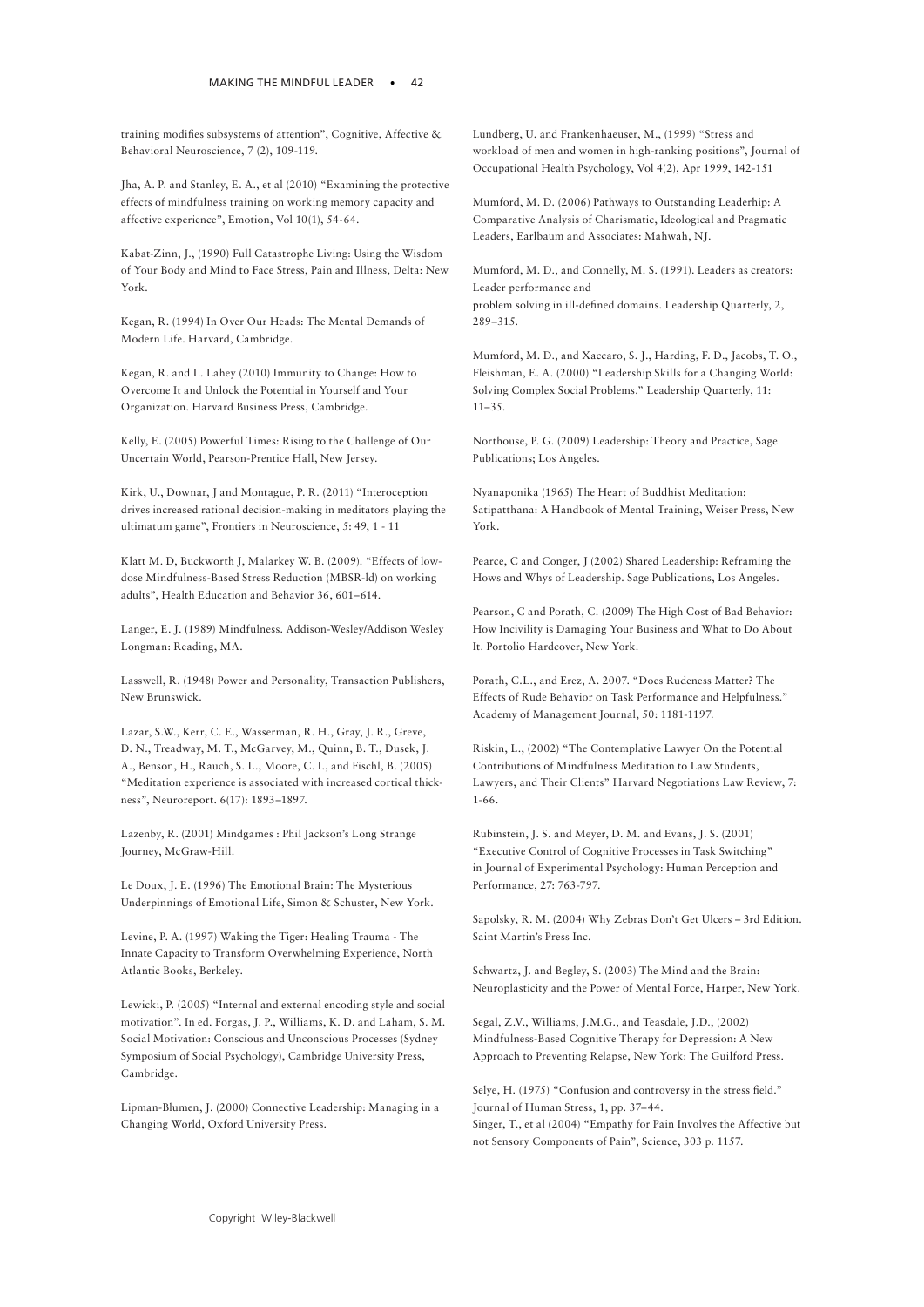training modifies subsystems of attention", Cognitive, Affective & Behavioral Neuroscience, 7 (2), 109-119.

Jha, A. P. and Stanley, E. A., et al (2010) "Examining the protective effects of mindfulness training on working memory capacity and affective experience", Emotion, Vol 10(1), 54-64.

Kabat-Zinn, J., (1990) Full Catastrophe Living: Using the Wisdom of Your Body and Mind to Face Stress, Pain and Illness, Delta: New York.

Kegan, R. (1994) In Over Our Heads: The Mental Demands of Modern Life. Harvard, Cambridge.

Kegan, R. and L. Lahey (2010) Immunity to Change: How to Overcome It and Unlock the Potential in Yourself and Your Organization. Harvard Business Press, Cambridge.

Kelly, E. (2005) Powerful Times: Rising to the Challenge of Our Uncertain World, Pearson-Prentice Hall, New Jersey.

Kirk, U., Downar, J and Montague, P. R. (2011) "Interoception drives increased rational decision-making in meditators playing the ultimatum game", Frontiers in Neuroscience, 5: 49, 1 - 11

Klatt M. D, Buckworth J, Malarkey W. B. (2009). "Effects of low-dose Mindfulness-Based Stress Reduction (MBSR-ld) on working adults", Health Education and Behavior 36, 601–614.

Langer, E. J. (1989) Mindfulness. Addison-Wesley/Addison Wesley Longman: Reading, MA.

Lasswell, R. (1948) Power and Personality, Transaction Publishers, New Brunswick.

Lazar, S.W., Kerr, C. E., Wasserman, R. H., Gray, J. R., Greve, D. N., Treadway, M. T., McGarvey, M., Quinn, B. T., Dusek, J. A., Benson, H., Rauch, S. L., Moore, C. I., and Fischl, B. (2005) "Meditation experience is associated with increased cortical thickness", Neuroreport. 6(17): 1893–1897.

Lazenby, R. (2001) Mindgames : Phil Jackson's Long Strange Journey, McGraw-Hill.

Le Doux, J. E. (1996) The Emotional Brain: The Mysterious Underpinnings of Emotional Life, Simon & Schuster, New York.

Levine, P. A. (1997) Waking the Tiger: Healing Trauma - The Innate Capacity to Transform Overwhelming Experience, North Atlantic Books, Berkeley.

Lewicki, P. (2005) "Internal and external encoding style and social motivation". In ed. Forgas, J. P., Williams, K. D. and Laham, S. M. Social Motivation: Conscious and Unconscious Processes (Sydney Symposium of Social Psychology), Cambridge University Press, Cambridge.

Lipman-Blumen, J. (2000) Connective Leadership: Managing in a Changing World, Oxford University Press.

Lundberg, U. and Frankenhaeuser, M., (1999) "Stress and workload of men and women in high-ranking positions", Journal of Occupational Health Psychology, Vol 4(2), Apr 1999, 142-151

Mumford, M. D. (2006) Pathways to Outstanding Leaderhip: A Comparative Analysis of Charismatic, Ideological and Pragmatic Leaders, Earlbaum and Associates: Mahwah, NJ.

Mumford, M. D., and Connelly, M. S. (1991). Leaders as creators: Leader performance and
problem solving in ill-defined domains. Leadership Quarterly, 2, 289–315.

Mumford, M. D., and Xaccaro, S. J., Harding, F. D., Jacobs, T. O., Fleishman, E. A. (2000) "Leadership Skills for a Changing World: Solving Complex Social Problems." Leadership Quarterly, 11: 11–35.

Northouse, P. G. (2009) Leadership: Theory and Practice, Sage Publications; Los Angeles.

Nyanaponika (1965) The Heart of Buddhist Meditation: Satipatthana: A Handbook of Mental Training, Weiser Press, New York.

Pearce, C and Conger, J (2002) Shared Leadership: Reframing the Hows and Whys of Leadership. Sage Publications, Los Angeles.

Pearson, C and Porath, C. (2009) The High Cost of Bad Behavior: How Incivility is Damaging Your Business and What to Do About It. Portolio Hardcover, New York.

Porath, C.L., and Erez, A. 2007. "Does Rudeness Matter? The Effects of Rude Behavior on Task Performance and Helpfulness." Academy of Management Journal, 50: 1181-1197.

Riskin, L., (2002) "The Contemplative Lawyer On the Potential Contributions of Mindfulness Meditation to Law Students, Lawyers, and Their Clients" Harvard Negotiations Law Review, 7: 1-66.

Rubinstein, J. S. and Meyer, D. M. and Evans, J. S. (2001) "Executive Control of Cognitive Processes in Task Switching" in Journal of Experimental Psychology: Human Perception and Performance, 27: 763-797.

Sapolsky, R. M. (2004) Why Zebras Don't Get Ulcers – 3rd Edition. Saint Martin's Press Inc.

Schwartz, J. and Begley, S. (2003) The Mind and the Brain: Neuroplasticity and the Power of Mental Force, Harper, New York.

Segal, Z.V., Williams, J.M.G., and Teasdale, J.D., (2002) Mindfulness-Based Cognitive Therapy for Depression: A New Approach to Preventing Relapse, New York: The Guilford Press.

Selye, H. (1975) "Confusion and controversy in the stress field." Journal of Human Stress, 1, pp. 37–44.

Singer, T., et al (2004) "Empathy for Pain Involves the Affective but not Sensory Components of Pain", Science, 303 p. 1157.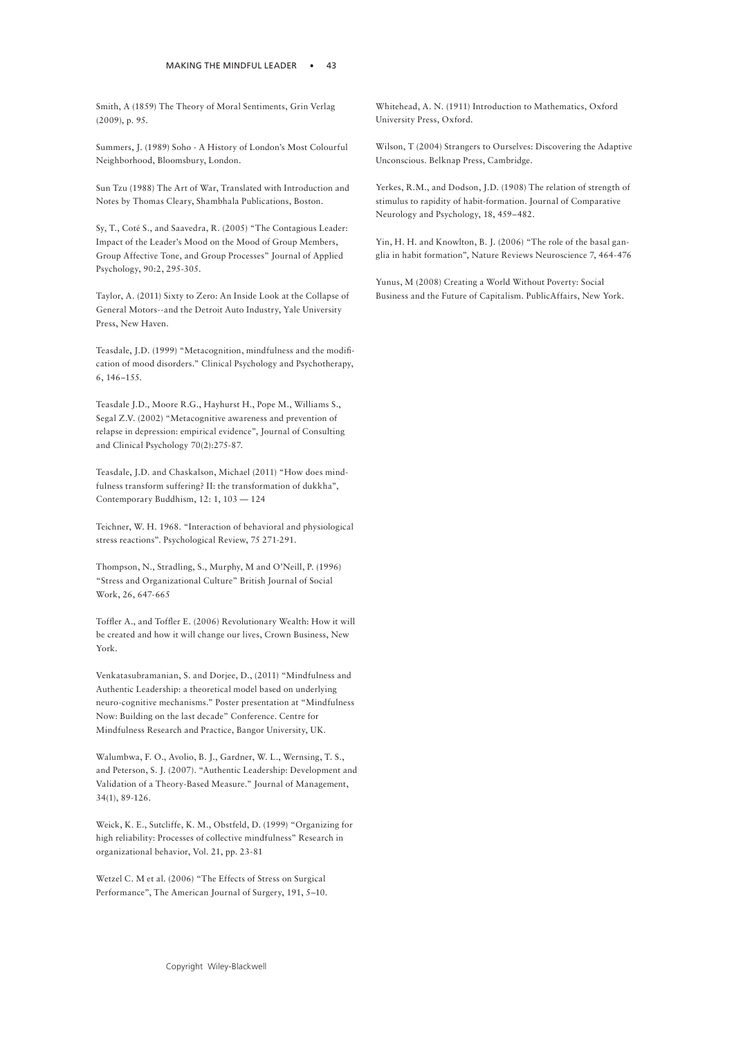Smith, A (1859) The Theory of Moral Sentiments, Grin Verlag (2009), p. 95.

Summers, J. (1989) Soho - A History of London's Most Colourful Neighborhood, Bloomsbury, London.

Sun Tzu (1988) The Art of War, Translated with Introduction and Notes by Thomas Cleary, Shambhala Publications, Boston.

Sy, T., Coté S., and Saavedra, R. (2005) "The Contagious Leader: Impact of the Leader's Mood on the Mood of Group Members, Group Affective Tone, and Group Processes" Journal of Applied Psychology, 90:2, 295-305.

Taylor, A. (2011) Sixty to Zero: An Inside Look at the Collapse of General Motors--and the Detroit Auto Industry, Yale University Press, New Haven.

Teasdale, J.D. (1999) "Metacognition, mindfulness and the modification of mood disorders." Clinical Psychology and Psychotherapy, 6, 146–155.

Teasdale J.D., Moore R.G., Hayhurst H., Pope M., Williams S., Segal Z.V. (2002) "Metacognitive awareness and prevention of relapse in depression: empirical evidence", Journal of Consulting and Clinical Psychology 70(2):275-87.

Teasdale, J.D. and Chaskalson, Michael (2011) "How does mindfulness transform suffering? II: the transformation of dukkha", Contemporary Buddhism, 12: 1, 103 — 124

Teichner, W. H. 1968. "Interaction of behavioral and physiological stress reactions". Psychological Review, 75 271-291.

Thompson, N., Stradling, S., Murphy, M and O'Neill, P. (1996) "Stress and Organizational Culture" British Journal of Social Work, 26, 647-665

Toffler A., and Toffler E. (2006) Revolutionary Wealth: How it will be created and how it will change our lives, Crown Business, New York.

Venkatasubramanian, S. and Dorjee, D., (2011) "Mindfulness and Authentic Leadership: a theoretical model based on underlying neuro-cognitive mechanisms." Poster presentation at "Mindfulness Now: Building on the last decade" Conference. Centre for Mindfulness Research and Practice, Bangor University, UK.

Walumbwa, F. O., Avolio, B. J., Gardner, W. L., Wernsing, T. S., and Peterson, S. J. (2007). "Authentic Leadership: Development and Validation of a Theory-Based Measure." Journal of Management, 34(1), 89-126.

Weick, K. E., Sutcliffe, K. M., Obstfeld, D. (1999) "Organizing for high reliability: Processes of collective mindfulness" Research in organizational behavior, Vol. 21, pp. 23-81

Wetzel C. M et al. (2006) "The Effects of Stress on Surgical Performance", The American Journal of Surgery, 191, 5–10.

Whitehead, A. N. (1911) Introduction to Mathematics, Oxford University Press, Oxford.

Wilson, T (2004) Strangers to Ourselves: Discovering the Adaptive Unconscious. Belknap Press, Cambridge.

Yerkes, R.M., and Dodson, J.D. (1908) The relation of strength of stimulus to rapidity of habit-formation. Journal of Comparative Neurology and Psychology, 18, 459–482.

Yin, H. H. and Knowlton, B. J. (2006) "The role of the basal ganglia in habit formation", Nature Reviews Neuroscience 7, 464-476

Yunus, M (2008) Creating a World Without Poverty: Social Business and the Future of Capitalism. PublicAffairs, New York.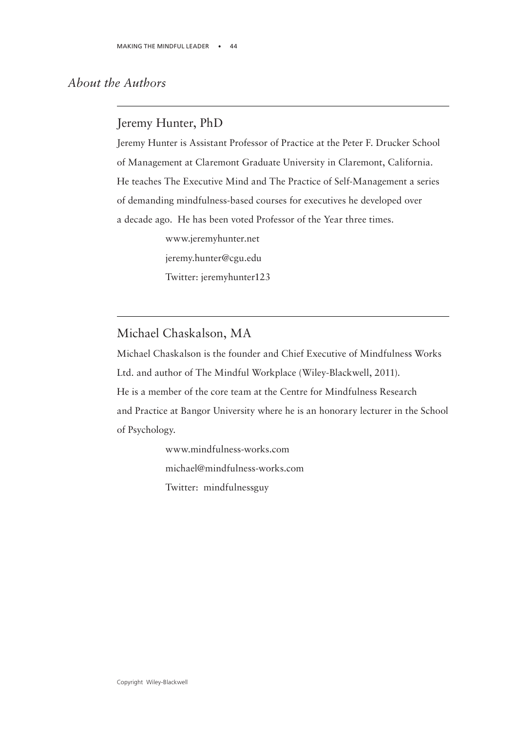# *About the Authors*

## Jeremy Hunter, PhD

Jeremy Hunter is Assistant Professor of Practice at the Peter F. Drucker School of Management at Claremont Graduate University in Claremont, California. He teaches The Executive Mind and The Practice of Self-Management a series of demanding mindfulness-based courses for executives he developed over a decade ago. He has been voted Professor of the Year three times.

www.jeremyhunter.net
jeremy.hunter@cgu.edu
Twitter: jeremyhunter123

## Michael Chaskalson, MA

Michael Chaskalson is the founder and Chief Executive of Mindfulness Works Ltd. and author of The Mindful Workplace (Wiley-Blackwell, 2011). He is a member of the core team at the Centre for Mindfulness Research and Practice at Bangor University where he is an honorary lecturer in the School of Psychology.

www.mindfulness-works.com
michael@mindfulness-works.com
Twitter: mindfulnessguy

Copyright Wiley-Blackwell